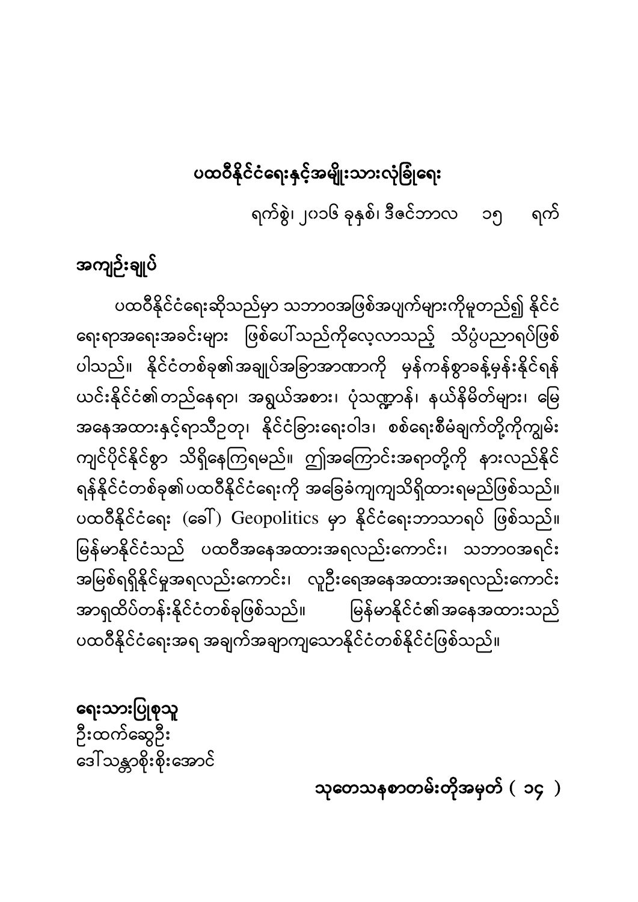## ပထဝီနိုင်ငံရေးနှင့်အမျိုးသားလုံခြုံရေး

ရက်စွဲ၊ ၂၀၁၆ ခုနှစ်၊ ဒီဇင်ဘာလ ၁၅ ရက်

### အကျဉ်းချုပ်

ပထဝီနိုင်ငံရေးဆိုသည်မှာ သဘာဝအဖြစ်အပျက်များကိုမူတည်၍ နိုင်ငံရေးရာအရေးအခင်းများ ဖြစ်ပေါ်သည်ကိုလေ့လာသည့် သိပ္ပံပညာရပ်ဖြစ်ပါသည်။ နိုင်ငံတစ်ခု၏အချုပ်အခြာအာဏာကို မှန်ကန်စွာခန့်မှန်းနိုင်ရန် ယင်းနိုင်ငံ၏တည်နေရာ၊ အရွယ်အစား၊ ပုံသဏ္ဌာန်၊ နယ်နိမိတ်များ၊ မြေအနေအထားနှင့်ရာသီဥတု၊ နိုင်ငံခြားရေးဝါဒ၊ စစ်ရေးစီမံချက်တို့ကိုကျွမ်းကျင်ပိုင်နိုင်စွာ သိရှိနေကြရမည်။ ဤအကြောင်းအရာတို့ကို နားလည်နိုင်ရန်နိုင်ငံတစ်ခု၏ပထဝီနိုင်ငံရေးကို အခြေခံကျကျသိရှိထားရမည်ဖြစ်သည်။ ပထဝီနိုင်ငံရေး (ခေါ်) Geopolitics မှာ နိုင်ငံရေးဘာသာရပ် ဖြစ်သည်။ မြန်မာနိုင်ငံသည် ပထဝီအနေအထားအရလည်းကောင်း၊ သဘာဝအရင်းအမြစ်ရရှိနိုင်မှုအရလည်းကောင်း၊ လူဦးရေအနေအထားအရလည်းကောင်း အာရှထိပ်တန်းနိုင်ငံတစ်ခုဖြစ်သည်။ မြန်မာနိုင်ငံ၏အနေအထားသည် ပထဝီနိုင်ငံရေးအရ အချက်အချာကျသောနိုင်ငံတစ်နိုင်ငံဖြစ်သည်။

**ရေးသားပြုစုသူ**
ဦးထက်ဆွေဦး
ဒေါ်သန္တာစိုးစိုးအောင်

**သုတေသနစာတမ်းတိုအမှတ် ( ၁၄ )**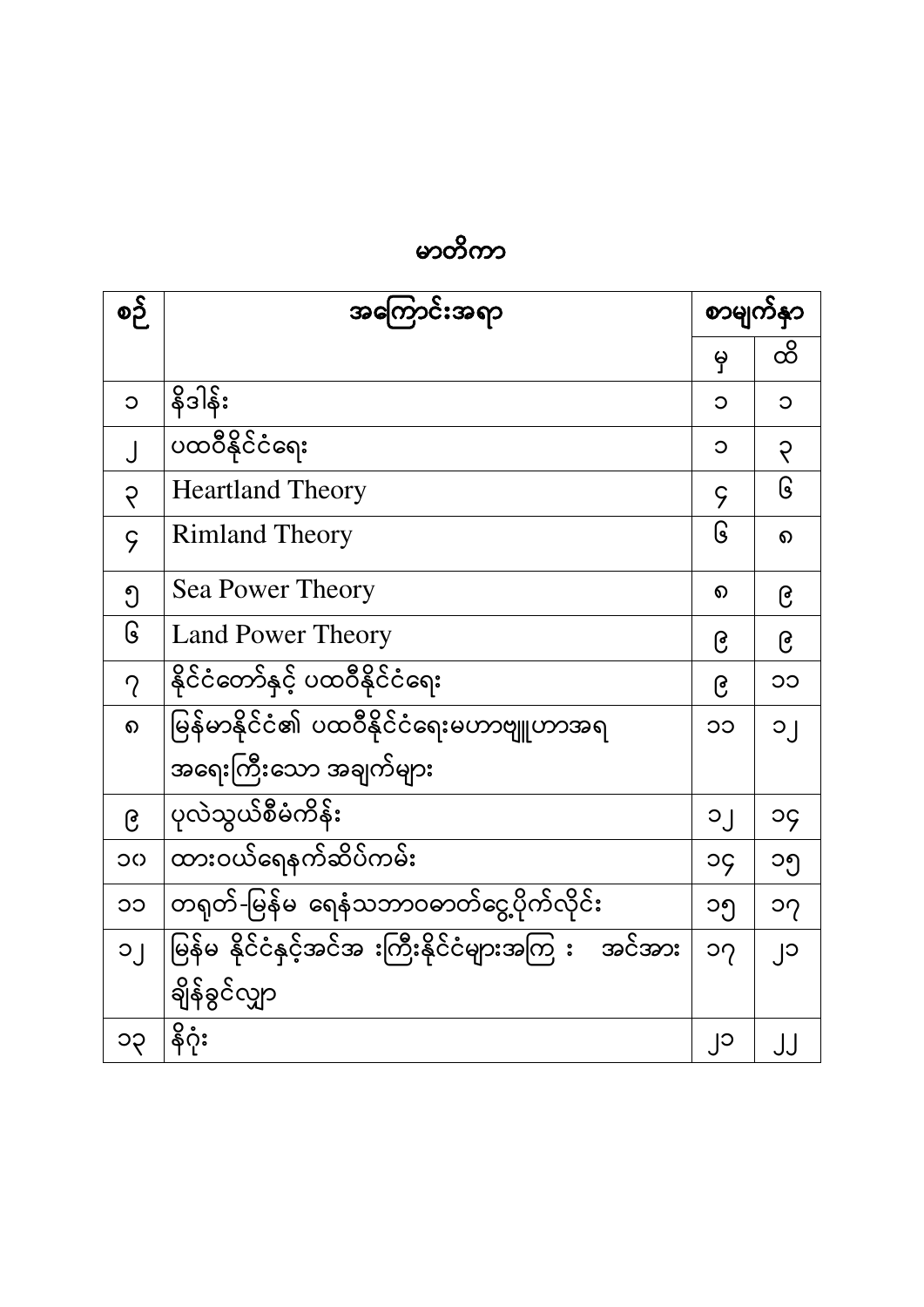# မာတိကာ

| စဉ် | အကြောင်းအရာ | စာမျက်နှာ | |
|---|---|---|---|
| | | မှ | ထိ |
| ၁ | နိဒါန်း | ၁ | ၁ |
| ၂ | ပထဝီနိုင်ငံရေး | ၁ | ၃ |
| ၃ | Heartland Theory | ၄ | ၆ |
| ၄ | Rimland Theory | ၆ | ၈ |
| ၅ | Sea Power Theory | ၈ | ၉ |
| ၆ | Land Power Theory | ၉ | ၉ |
| ၇ | နိုင်ငံတော်နှင့် ပထဝီနိုင်ငံရေး | ၉ | ၁၁ |
| ၈ | မြန်မာနိုင်ငံ၏ ပထဝီနိုင်ငံရေးမဟာဗျူဟာအရ အရေးကြီးသော အချက်များ | ၁၁ | ၁၂ |
| ၉ | ပုလဲသွယ်စီမံကိန်း | ၁၂ | ၁၄ |
| ၁၀ | ထားဝယ်ရေနက်ဆိပ်ကမ်း | ၁၄ | ၁၅ |
| ၁၁ | တရုတ်-မြန်မ ရေနံသဘာဝဓာတ်ငွေ့ပိုက်လိုင်း | ၁၅ | ၁၇ |
| ၁၂ | မြန်မ နိုင်ငံနှင့်အင်အ းကြီးနိုင်ငံများအကြ း အင်အား ချိန်ခွင်လျှာ | ၁၇ | ၂၀ |
| ၁၃ | နိဂုံး | ၂၀ | ၂၂ |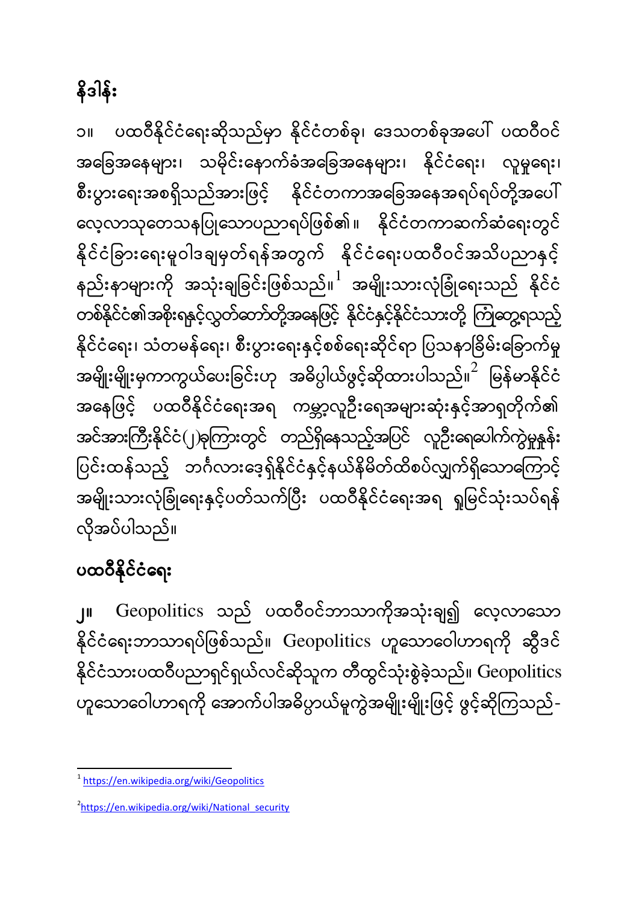## နိဒါန်း

၁။ ပထဝီနိုင်ငံရေးဆိုသည်မှာ နိုင်ငံတစ်ခု၊ ဒေသတစ်ခုအပေါ် ပထဝီဝင် အခြေအနေများ၊ သမိုင်းနောက်ခံအခြေအနေများ၊ နိုင်ငံရေး၊ လူမှုရေး၊ စီးပွားရေးအစရှိသည်အားဖြင့် နိုင်ငံတကာအခြေအနေအရပ်ရပ်တို့အပေါ် လေ့လာသုတေသနပြုသောပညာရပ်ဖြစ်၍။ နိုင်ငံတကာဆက်ဆံရေးတွင် နိုင်ငံခြားရေးမူဝါဒချမှတ်ရန်အတွက် နိုင်ငံရေးပထဝီဝင်အသိပညာနှင့် နည်းနာများကို အသုံးချခြင်းဖြစ်သည်။[1] အမျိုးသားလုံခြုံရေးသည် နိုင်ငံတစ်နိုင်ငံ၏အစိုးရနှင့်လွှတ်တော်တို့အနေဖြင့် နိုင်ငံနှင့်နိုင်ငံသားတို့ ကြုံတွေ့ရသည့် နိုင်ငံရေး၊ သံတမန်ရေး၊ စီးပွားရေးနှင့်စစ်ရေးဆိုင်ရာ ပြဿနာခြိမ်းခြောက်မှု အမျိုးမျိုးမှကာကွယ်ပေးခြင်းဟု အဓိပ္ပါယ်ဖွင့်ဆိုထားပါသည်။[2] မြန်မာနိုင်ငံ အနေဖြင့် ပထဝီနိုင်ငံရေးအရ ကမ္ဘာ့လူဦးရေအများဆုံးနှင့်အာရှတိုက်၏ အင်အားကြီးနိုင်ငံ(၂)ခုကြားတွင် တည်ရှိနေသည့်အပြင် လူဦးရေပေါက်ကွဲမှုနှုန်း ပြင်းထန်သည့် ဘင်္ဂလားဒေ့ရှ်နိုင်ငံနှင့်နယ်နိမိတ်ထိစပ်လျှက်ရှိသောကြောင့် အမျိုးသားလုံခြုံရေးနှင့်ပတ်သက်ပြီး ပထဝီနိုင်ငံရေးအရ ရှုမြင်သုံးသပ်ရန် လိုအပ်ပါသည်။

## ပထဝီနိုင်ငံရေး

၂။ Geopolitics သည် ပထဝီဝင်ဘာသာကိုအသုံးချ၍ လေ့လာသော နိုင်ငံရေးဘာသာရပ်ဖြစ်သည်။ Geopolitics ဟူသောဝေါဟာရကို ဆွီဒင် နိုင်ငံသားပထဝီပညာရှင်ရှယ်လင်ဆိုသူက တီထွင်သုံးစွဲခဲ့သည်။ Geopolitics ဟူသောဝေါဟာရကို အောက်ပါအဓိပ္ပာယ်မှုကွဲအမျိုးမျိုးဖြင့် ဖွင့်ဆိုကြသည်-

---

[1] https://en.wikipedia.org/wiki/Geopolitics

[2] https://en.wikipedia.org/wiki/National_security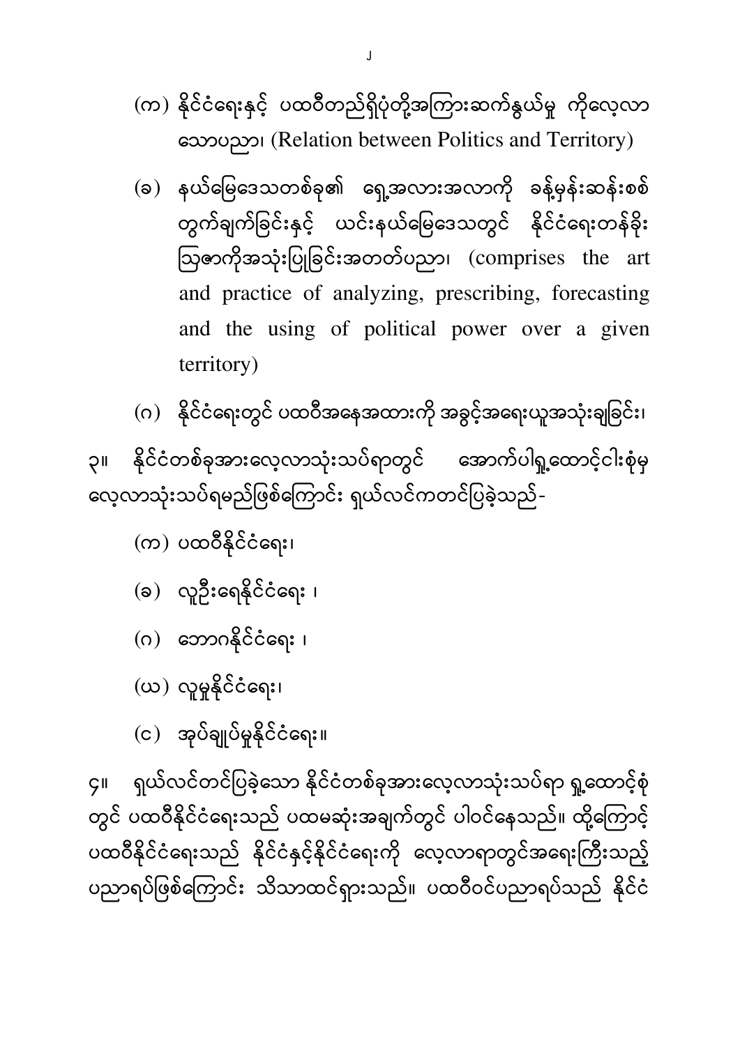(က) နိုင်ငံရေးနှင့် ပထဝီတည်ရှိပုံတို့အကြားဆက်နွယ်မှု ကိုလေ့လာသောပညာ၊ (Relation between Politics and Territory)

(ခ) နယ်မြေဒေသတစ်ခု၏ ရှေ့အလားအလာကို ခန့်မှန်းဆန်းစစ်တွက်ချက်ခြင်းနှင့် ယင်းနယ်မြေဒေသတွင် နိုင်ငံရေးတန်ခိုးသြဇာကိုအသုံးပြုခြင်းအတတ်ပညာ၊ (comprises the art and practice of analyzing, prescribing, forecasting and the using of political power over a given territory)

(ဂ) နိုင်ငံရေးတွင် ပထဝီအနေအထားကို အခွင့်အရေးယူအသုံးချခြင်း၊

၃။ နိုင်ငံတစ်ခုအားလေ့လာသုံးသပ်ရာတွင် အောက်ပါရှုထောင့်ငါးစုံမှ လေ့လာသုံးသပ်ရမည်ဖြစ်ကြောင်း ရှယ်လင်ကတင်ပြခဲ့သည်-

(က) ပထဝီနိုင်ငံရေး၊

(ခ) လူဦးရေနိုင်ငံရေး ၊

(ဂ) ဘောဂနိုင်ငံရေး ၊

(ဃ) လူမှုနိုင်ငံရေး၊

(င) အုပ်ချုပ်မှုနိုင်ငံရေး။

၄။ ရှယ်လင်တင်ပြခဲ့သော နိုင်ငံတစ်ခုအားလေ့လာသုံးသပ်ရာ ရှုထောင့်စုံတွင် ပထဝီနိုင်ငံရေးသည် ပထမဆုံးအချက်တွင် ပါဝင်နေသည်။ ထို့ကြောင့် ပထဝီနိုင်ငံရေးသည် နိုင်ငံနှင့်နိုင်ငံရေးကို လေ့လာရာတွင်အရေးကြီးသည့် ပညာရပ်ဖြစ်ကြောင်း သိသာထင်ရှားသည်။ ပထဝီဝင်ပညာရပ်သည် နိုင်ငံ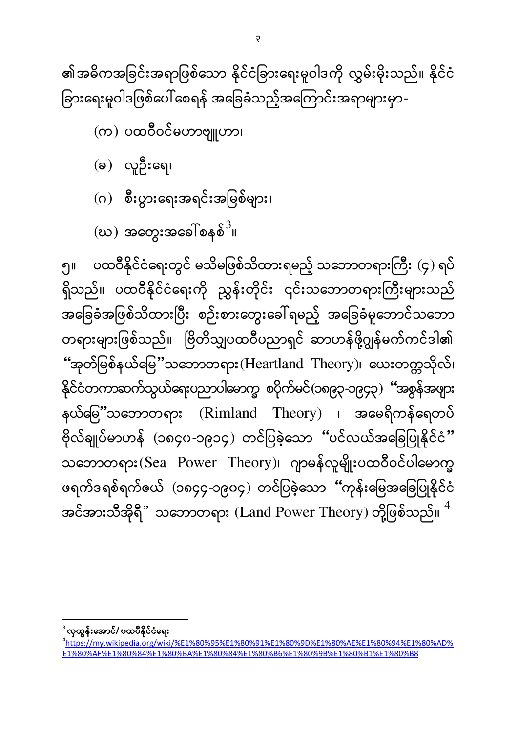၏အဓိကအခြင်းအရာဖြစ်သော နိုင်ငံခြားရေးမူဝါဒကို လွှမ်းမိုးသည်။ နိုင်ငံခြားရေးမူဝါဒဖြစ်ပေါ်စေရန် အခြေခံသည့်အကြောင်းအရာများမှာ-

(က) ပထဝီဝင်မဟာဗျူဟာ၊

(ခ) လူဦးရေ၊

(ဂ) စီးပွားရေးအရင်းအမြစ်များ၊

(ဃ) အတွေးအခေါ်စနစ်[3]။

၅။ ပထဝီနိုင်ငံရေးတွင် မသိမဖြစ်သိထားရမည့် သဘောတရားကြီး (၄) ရပ်ရှိသည်။ ပထဝီနိုင်ငံရေးကို ညွှန်းတိုင်း ၎င်းသဘောတရားကြီးများသည် အခြေခံအဖြစ်သိထားပြီး စဉ်းစားတွေးခေါ်ရမည့် အခြေခံမူဘောင်သဘောတရားများဖြစ်သည်။ ဗြိတိသျှပထဝီပညာရှင် ဆာဟန်ဖို့ဂျွန်မက်ကင်ဒါ၏ "အုတ်မြစ်နယ်မြေ"သဘောတရား(Heartland Theory)၊ ယေးတက္ကသိုလ်၊ နိုင်ငံတကာဆက်သွယ်ရေးပညာပါမောက္ခ စပိုက်မင်(၁၈၉၃-၁၉၄၃) "အစွန်အဖျားနယ်မြေ"သဘောတရား (Rimland Theory) ၊ အမေရိကန်ရေတပ်ဗိုလ်ချုပ်မာဟန် (၁၈၄၀-၁၉၁၄) တင်ပြခဲ့သော "ပင်လယ်အခြေပြုနိုင်ငံ" သဘောတရား(Sea Power Theory)၊ ဂျာမန်လူမျိုးပထဝီဝင်ပါမောက္ခဖရက်ဒရစ်ရက်ဇယ် (၁၈၄၄-၁၉၀၄) တင်ပြခဲ့သော "ကုန်းမြေအခြေပြုနိုင်ငံအင်အားသီအိုရီ" သဘောတရား (Land Power Theory) တို့ဖြစ်သည်။ [4]

---

[3] **လှထွန်းအောင်/ ပထဝီနိုင်ငံရေး**

[4] https://my.wikipedia.org/wiki/%E1%80%95%E1%80%91%E1%80%9D%E1%80%AE%E1%80%94%E1%80%AD%E1%80%AF%E1%80%84%E1%80%BA%E1%80%84%E1%80%B6%E1%80%9B%E1%80%B1%E1%80%B8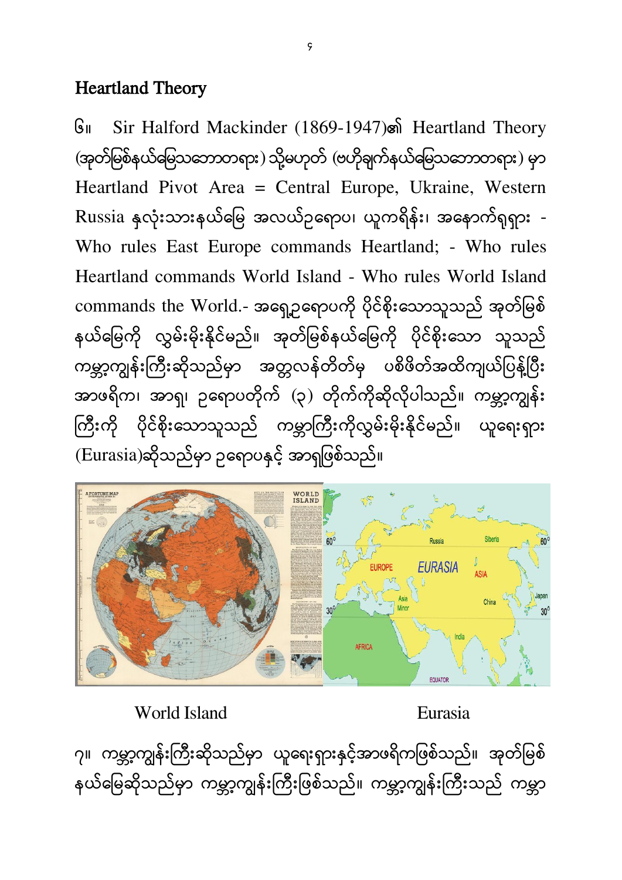## Heartland Theory

၆။ Sir Halford Mackinder (1869-1947)၏ Heartland Theory (အုတ်မြစ်နယ်မြေသဘောတရား) သို့မဟုတ် (ဗဟိုချက်နယ်မြေသဘောတရား) မှာ Heartland Pivot Area = Central Europe, Ukraine, Western Russia နှလုံးသားနယ်မြေ အလယ်ဥရောပ၊ ယူကရိန်း၊ အနောက်ရုရှား - Who rules East Europe commands Heartland; - Who rules Heartland commands World Island - Who rules World Island commands the World.- အရှေ့ဥရောပကို ပိုင်စိုးသောသူသည် အုတ်မြစ်နယ်မြေကို လွှမ်းမိုးနိုင်မည်။ အုတ်မြစ်နယ်မြေကို ပိုင်စိုးသော သူသည် ကမ္ဘာ့ကျွန်းကြီးဆိုသည်မှာ အတ္တလန်တိတ်မှ ပစိဖိတ်အထိကျယ်ပြန့်ပြီး အာဖရိက၊ အာရှ၊ ဥရောပတိုက် (၃) တိုက်ကိုဆိုလိုပါသည်။ ကမ္ဘာ့ကျွန်းကြီးကို ပိုင်စိုးသောသူသည် ကမ္ဘာကြီးကိုလွှမ်းမိုးနိုင်မည်။ ယူရေးရှား (Eurasia)ဆိုသည်မှာ ဥရောပနှင့် အာရှဖြစ်သည်။

World Island

Eurasia

၇။ ကမ္ဘာ့ကျွန်းကြီးဆိုသည်မှာ ယူရေးရှားနှင့်အာဖရိကဖြစ်သည်။ အုတ်မြစ်နယ်မြေဆိုသည်မှာ ကမ္ဘာ့ကျွန်းကြီးဖြစ်သည်။ ကမ္ဘာ့ကျွန်းကြီးသည် ကမ္ဘာ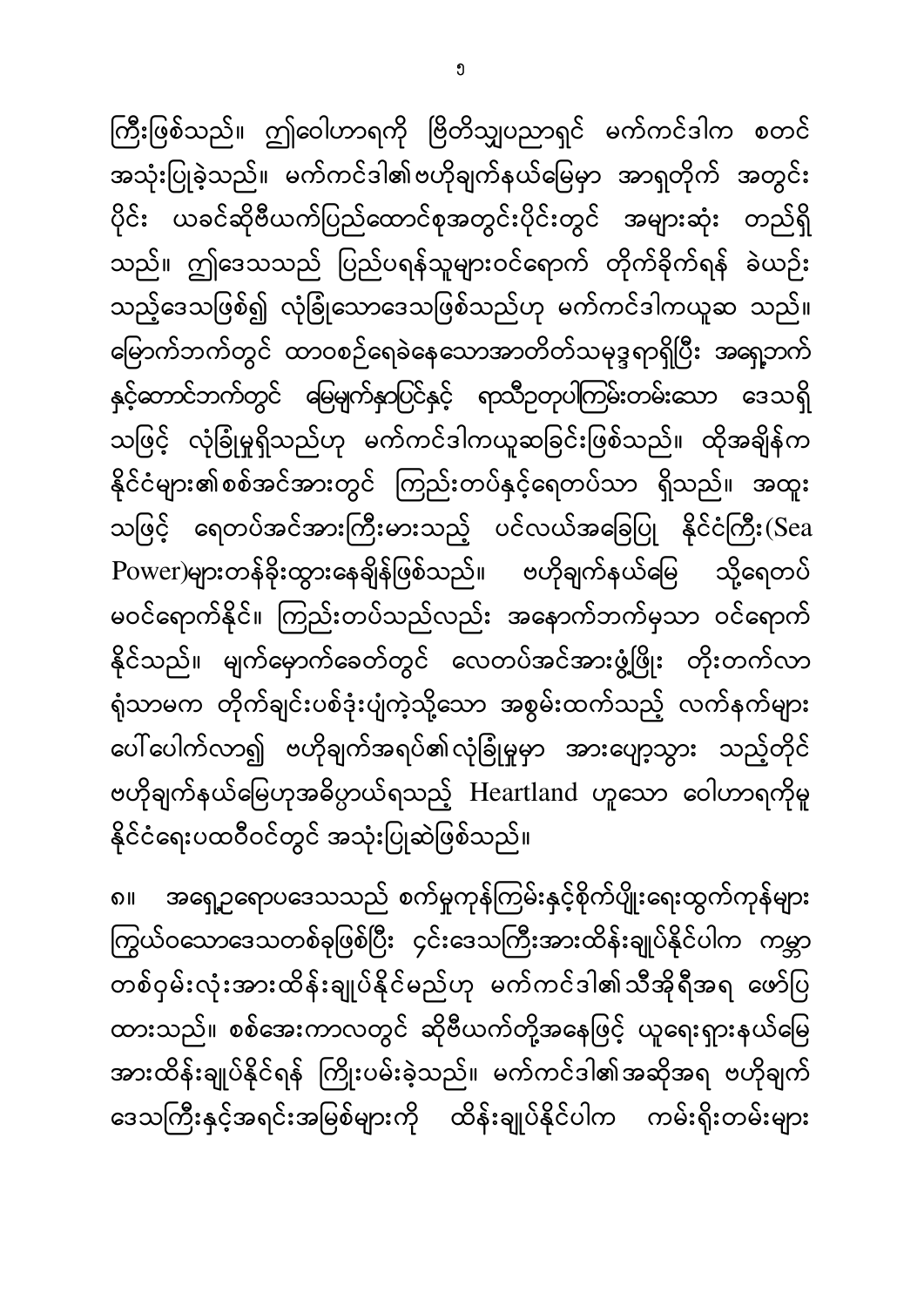ကြီးဖြစ်သည်။ ဤဝေါဟာရကို ဗြိတိသျှပညာရှင် မက်ကင်ဒါက စတင်အသုံးပြုခဲ့သည်။ မက်ကင်ဒါ၏ဗဟိုချက်နယ်မြေမှာ အာရှတိုက် အတွင်းပိုင်း ယခင်ဆိုဗီယက်ပြည်ထောင်စုအတွင်းပိုင်းတွင် အများဆုံး တည်ရှိသည်။ ဤဒေသသည် ပြည်ပရန်သူများဝင်ရောက် တိုက်ခိုက်ရန် ခဲယဉ်းသည့်ဒေသဖြစ်၍ လုံခြုံသောဒေသဖြစ်သည်ဟု မက်ကင်ဒါကယူဆ သည်။ မြောက်ဘက်တွင် ထာဝစဉ်ရေခဲနေသောအာတိတ်သမုဒ္ဒရာရှိပြီး အရှေ့ဘက်နှင့်တောင်ဘက်တွင် မြေမျက်နှာပြင်နှင့် ရာသီဥတုပါကြမ်းတမ်းသော ဒေသရှိသဖြင့် လုံခြုံမှုရှိသည်ဟု မက်ကင်ဒါကယူဆခြင်းဖြစ်သည်။ ထိုအချိန်က နိုင်ငံများ၏စစ်အင်အားတွင် ကြည်းတပ်နှင့်ရေတပ်သာ ရှိသည်။ အထူးသဖြင့် ရေတပ်အင်အားကြီးမားသည့် ပင်လယ်အခြေပြု နိုင်ငံကြီး(Sea Power)များတန်ခိုးထွားနေချိန်ဖြစ်သည်။ ဗဟိုချက်နယ်မြေ သို့ရေတပ်မဝင်ရောက်နိုင်။ ကြည်းတပ်သည်လည်း အနောက်ဘက်မှသာ ဝင်ရောက်နိုင်သည်။ မျက်မှောက်ခေတ်တွင် လေတပ်အင်အားဖွံ့ဖြိုး တိုးတက်လာရုံသာမက တိုက်ချင်းပစ်ဒုံးပျံကဲ့သို့သော အစွမ်းထက်သည့် လက်နက်များပေါ်ပေါက်လာ၍ ဗဟိုချက်အရပ်၏လုံခြုံမှုမှာ အားပျော့သွား သည့်တိုင် ဗဟိုချက်နယ်မြေဟုအဓိပ္ပာယ်ရသည့် Heartland ဟူသော ဝေါဟာရကိုမူ နိုင်ငံရေးပထဝီဝင်တွင် အသုံးပြုဆဲဖြစ်သည်။

၈။ အရှေ့ဥရောပဒေသသည် စက်မှုကုန်ကြမ်းနှင့်စိုက်ပျိုးရေးထွက်ကုန်များ ကြွယ်ဝသောဒေသတစ်ခုဖြစ်ပြီး ၄င်းဒေသကြီးအားထိန်းချုပ်နိုင်ပါက ကမ္ဘာတစ်ဝှမ်းလုံးအားထိန်းချုပ်နိုင်မည်ဟု မက်ကင်ဒါ၏သီအိုရီအရ ဖော်ပြထားသည်။ စစ်အေးကာလတွင် ဆိုဗီယက်တို့အနေဖြင့် ယူရေးရှားနယ်မြေအားထိန်းချုပ်နိုင်ရန် ကြိုးပမ်းခဲ့သည်။ မက်ကင်ဒါ၏အဆိုအရ ဗဟိုချက်ဒေသကြီးနှင့်အရင်းအမြစ်များကို ထိန်းချုပ်နိုင်ပါက ကမ်းရိုးတမ်းများ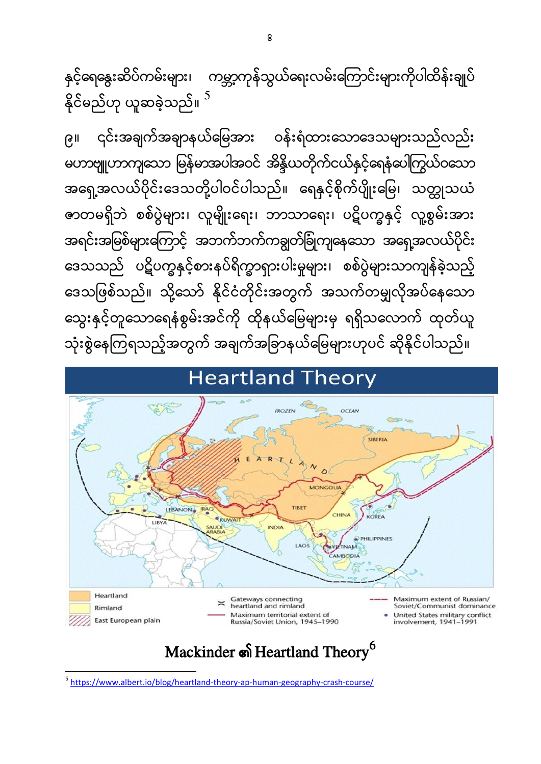နှင့်ရေနွေးဆိပ်ကမ်းများ၊ ကမ္ဘာ့ကုန်သွယ်ရေးလမ်းကြောင်းများကိုပါထိန်းချုပ်နိုင်မည်ဟု ယူဆခဲ့သည်။ [5]

၉။ ၎င်းအချက်အချာနယ်မြေအား ဝန်းရံထားသောဒေသများသည်လည်း မဟာဗျူဟာကျသော မြန်မာအပါအဝင် အိန္ဒိယတိုက်ငယ်နှင့်ရေနံပေါကြွယ်ဝသော အရှေ့အလယ်ပိုင်းဒေသတို့ပါဝင်ပါသည်။ ရေနှင့်စိုက်ပျိုးမြေ၊ သတ္တုသယံဇာတမရှိဘဲ စစ်ပွဲများ၊ လူမျိုးရေး၊ ဘာသာရေး၊ ပဋိပက္ခနှင့် လူ့စွမ်းအားအရင်းအမြစ်များကြောင့် အဘက်ဘက်ကချွတ်ခြုံကျနေသော အရှေ့အလယ်ပိုင်းဒေသသည် ပဋိပက္ခနှင့်စားနပ်ရိက္ခာရှားပါးမှုများ၊ စစ်ပွဲများသာကျန်ခဲ့သည့်ဒေသဖြစ်သည်။ သို့သော် နိုင်ငံတိုင်းအတွက် အသက်တမျှလိုအပ်နေသော သွေးနှင့်တူသောရေနံစွမ်းအင်ကို ထိုနယ်မြေများမှ ရရှိသလောက် ထုတ်ယူသုံးစွဲနေကြရသည့်အတွက် အချက်အခြာနယ်မြေများဟုပင် ဆိုနိုင်ပါသည်။

## Heartland Theory

| Legend | | |
|---|---|---|
| Heartland | Gateways connecting heartland and rimland | Maximum extent of Russian/ Soviet/Communist dominance |
| Rimland | Maximum territorial extent of Russia/Soviet Union, 1945–1990 | United States military conflict involvement, 1941–1991 |
| East European plain | | |

Mackinder ၏ Heartland Theory[6]

[5] https://www.albert.io/blog/heartland-theory-ap-human-geography-crash-course/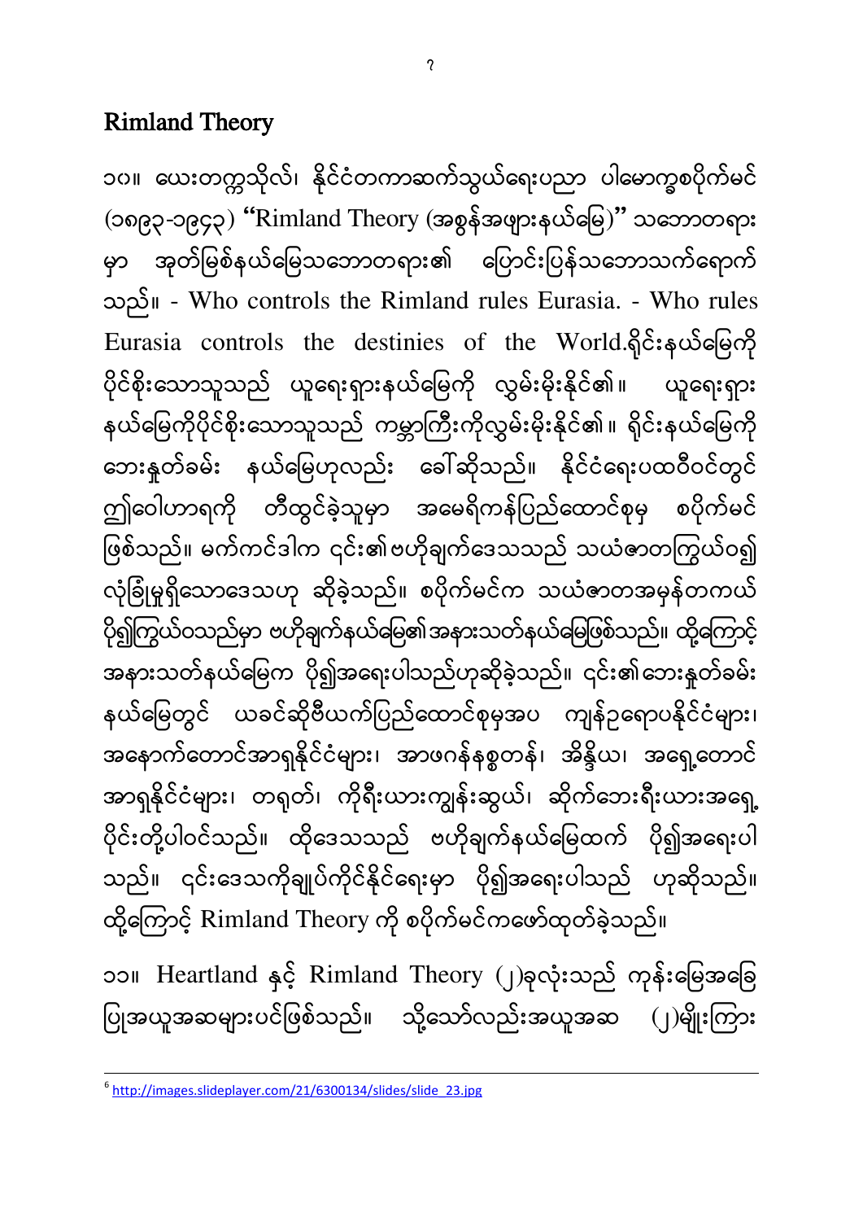## Rimland Theory

၁၀။ ယေးတက္ကသိုလ်၊ နိုင်ငံတကာဆက်သွယ်ရေးပညာ ပါမောက္ခစပိုက်မင် (၁၈၉၃-၁၉၄၃) "Rimland Theory (အစွန်အဖျားနယ်မြေ)" သဘောတရားမှာ အုတ်မြစ်နယ်မြေသဘောတရား၏ ပြောင်းပြန်သဘောသက်ရောက်သည်။ - Who controls the Rimland rules Eurasia. - Who rules Eurasia controls the destinies of the World.ရိုင်းနယ်မြေကို ပိုင်စိုးသောသူသည် ယူရေးရှားနယ်မြေကို လွှမ်းမိုးနိုင်၏။ ယူရေးရှားနယ်မြေကိုပိုင်စိုးသောသူသည် ကမ္ဘာကြီးကိုလွှမ်းမိုးနိုင်၏။ ရိုင်းနယ်မြေကို ဘေးနှုတ်ခမ်း နယ်မြေဟုလည်း ခေါ်ဆိုသည်။ နိုင်ငံရေးပထဝီဝင်တွင် ဤဝေါဟာရကို တီထွင်ခဲ့သူမှာ အမေရိကန်ပြည်ထောင်စုမှ စပိုက်မင်ဖြစ်သည်။ မက်ကင်ဒါက ၎င်း၏ဗဟိုချက်ဒေသသည် သယံဇာတကြွယ်ဝ၍ လုံခြုံမှုရှိသောဒေသဟု ဆိုခဲ့သည်။ စပိုက်မင်က သယံဇာတအမှန်တကယ် ပို၍ကြွယ်ဝသည်မှာ ဗဟိုချက်နယ်မြေ၏အနားသတ်နယ်မြေဖြစ်သည်။ ထို့ကြောင့် အနားသတ်နယ်မြေက ပို၍အရေးပါသည်ဟုဆိုခဲ့သည်။ ၎င်း၏ဘေးနှုတ်ခမ်းနယ်မြေတွင် ယခင်ဆိုဗီယက်ပြည်ထောင်စုမှအပ ကျန်ဥရောပနိုင်ငံများ၊ အနောက်တောင်အာရှနိုင်ငံများ၊ အာဖဂန်နစ္စတန်၊ အိန္ဒိယ၊ အရှေ့တောင်အာရှနိုင်ငံများ၊ တရုတ်၊ ကိုရီးယားကျွန်းဆွယ်၊ ဆိုက်ဘေးရီးယားအရှေ့ပိုင်းတို့ပါဝင်သည်။ ထိုဒေသသည် ဗဟိုချက်နယ်မြေထက် ပို၍အရေးပါသည်။ ၎င်းဒေသကိုချုပ်ကိုင်နိုင်ရေးမှာ ပို၍အရေးပါသည် ဟုဆိုသည်။ ထို့ကြောင့် Rimland Theory ကို စပိုက်မင်ကဖော်ထုတ်ခဲ့သည်။

၁၁။ Heartland နှင့် Rimland Theory (၂)ခုလုံးသည် ကုန်းမြေအခြေပြုအယူအဆများပင်ဖြစ်သည်။ သို့သော်လည်းအယူအဆ (၂)မျိုးကြား

---

[6] http://images.slideplayer.com/21/6300134/slides/slide_23.jpg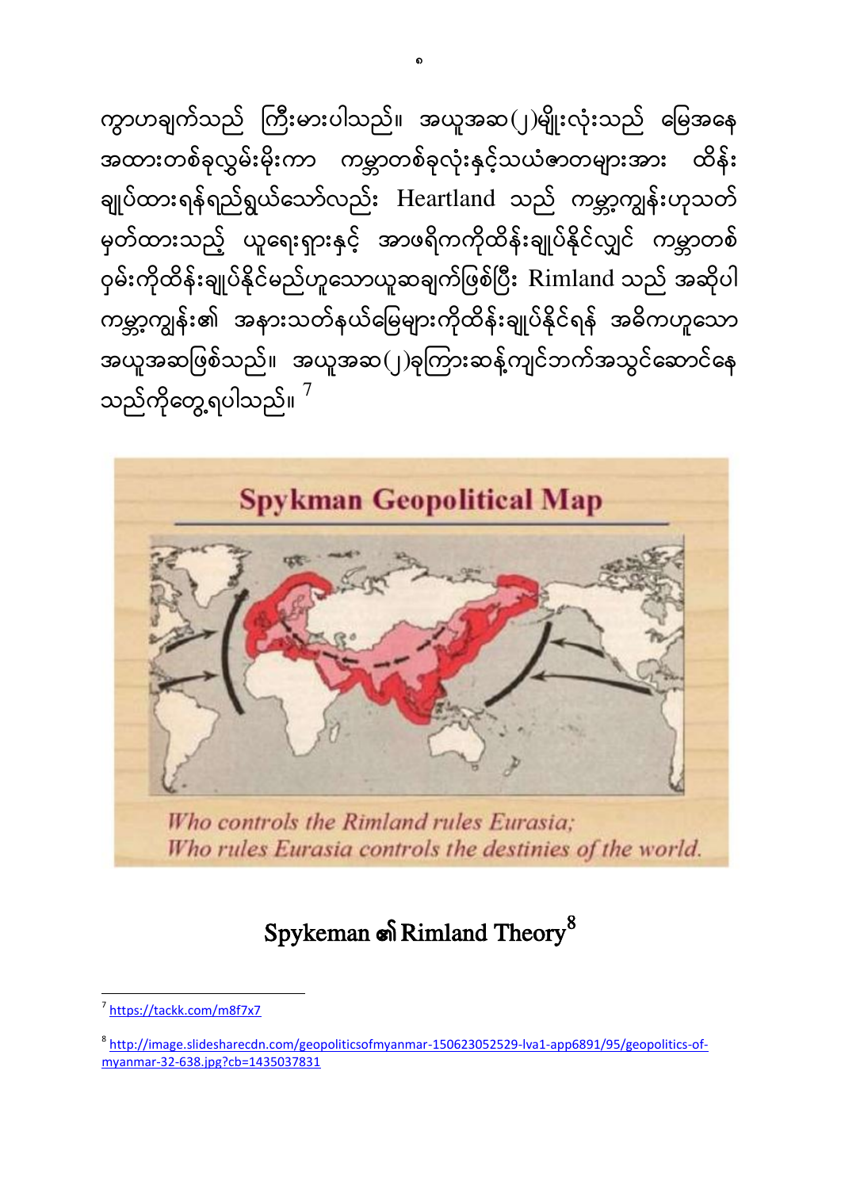ကွာဟချက်သည် ကြီးမားပါသည်။ အယူအဆ(၂)မျိုးလုံးသည် မြေအနေအထားတစ်ခုလွှမ်းမိုးကာ ကမ္ဘာတစ်ခုလုံးနှင့်သယံဇာတများအား ထိန်းချုပ်ထားရန်ရည်ရွယ်သော်လည်း Heartland သည် ကမ္ဘာ့ကျွန်းဟုသတ်မှတ်ထားသည့် ယူရေးရှားနှင့် အာဖရိကကိုထိန်းချုပ်နိုင်လျှင် ကမ္ဘာတစ်ဝှမ်းကိုထိန်းချုပ်နိုင်မည်ဟူသောယူဆချက်ဖြစ်ပြီး Rimland သည် အဆိုပါကမ္ဘာ့ကျွန်း၏ အနားသတ်နယ်မြေများကိုထိန်းချုပ်နိုင်ရန် အဓိကဟူသောအယူအဆဖြစ်သည်။ အယူအဆ(၂)ခုကြားဆန့်ကျင်ဘက်အသွင်ဆောင်နေသည်ကိုတွေ့ရပါသည်။ [7]

Spykman Geopolitical Map

*Who controls the Rimland rules Eurasia;*
*Who rules Eurasia controls the destinies of the world.*

## Spykeman ၏ Rimland Theory[8]

---

[7] https://tackk.com/m8f7x7

[8] http://image.slidesharecdn.com/geopoliticsofmyanmar-150623052529-lva1-app6891/95/geopolitics-of-myanmar-32-638.jpg?cb=1435037831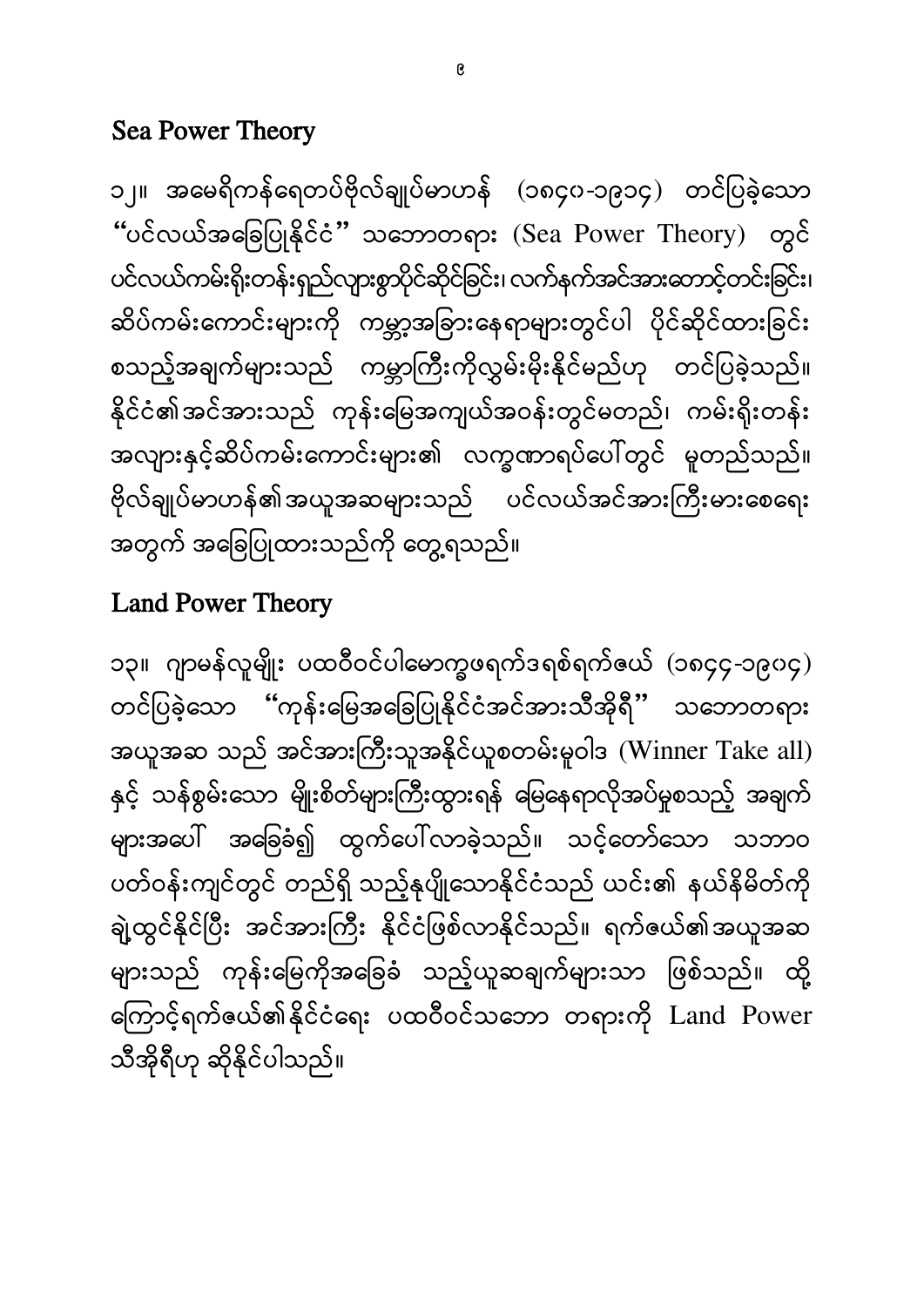## Sea Power Theory

၁၂။ အမေရိကန်ရေတပ်ဗိုလ်ချုပ်မာဟန် (၁၈၄၀-၁၉၁၄) တင်ပြခဲ့သော "ပင်လယ်အခြေပြုနိုင်ငံ" သဘောတရား (Sea Power Theory) တွင် ပင်လယ်ကမ်းရိုးတန်းရှည်လျားစွာပိုင်ဆိုင်ခြင်း၊ လက်နက်အင်အားတောင့်တင်းခြင်း၊ ဆိပ်ကမ်းကောင်းများကို ကမ္ဘာ့အခြားနေရာများတွင်ပါ ပိုင်ဆိုင်ထားခြင်း စသည့်အချက်များသည် ကမ္ဘာကြီးကိုလွှမ်းမိုးနိုင်မည်ဟု တင်ပြခဲ့သည်။ နိုင်ငံ၏အင်အားသည် ကုန်းမြေအကျယ်အဝန်းတွင်မတည်၊ ကမ်းရိုးတန်း အလျားနှင့်ဆိပ်ကမ်းကောင်းများ၏ လက္ခဏာရပ်ပေါ်တွင် မူတည်သည်။ ဗိုလ်ချုပ်မာဟန်၏အယူအဆများသည် ပင်လယ်အင်အားကြီးမားစေရေး အတွက် အခြေပြုထားသည်ကို တွေ့ရသည်။

## Land Power Theory

၁၃။ ဂျာမန်လူမျိုး ပထဝီဝင်ပါမောက္ခဖရက်ဒရစ်ရက်ဇယ် (၁၈၄၄-၁၉၀၄) တင်ပြခဲ့သော "ကုန်းမြေအခြေပြုနိုင်ငံအင်အားသီအိုရီ" သဘောတရား အယူအဆ သည် အင်အားကြီးသူအနိုင်ယူစတမ်းမူဝါဒ (Winner Take all) နှင့် သန်စွမ်းသော မျိုးစိတ်များကြီးထွားရန် မြေနေရာလိုအပ်မှုစသည့် အချက် များအပေါ် အခြေခံ၍ ထွက်ပေါ်လာခဲ့သည်။ သင့်တော်သော သဘာဝ ပတ်ဝန်းကျင်တွင် တည်ရှိ သည့်နုပျိုသောနိုင်ငံသည် ယင်း၏ နယ်နိမိတ်ကို ချဲ့ထွင်နိုင်ပြီး အင်အားကြီး နိုင်ငံဖြစ်လာနိုင်သည်။ ရက်ဇယ်၏အယူအဆ များသည် ကုန်းမြေကိုအခြေခံ သည့်ယူဆချက်များသာ ဖြစ်သည်။ ထို့ ကြောင့်ရက်ဇယ်၏နိုင်ငံရေး ပထဝီဝင်သဘော တရားကို Land Power သီအိုရီဟု ဆိုနိုင်ပါသည်။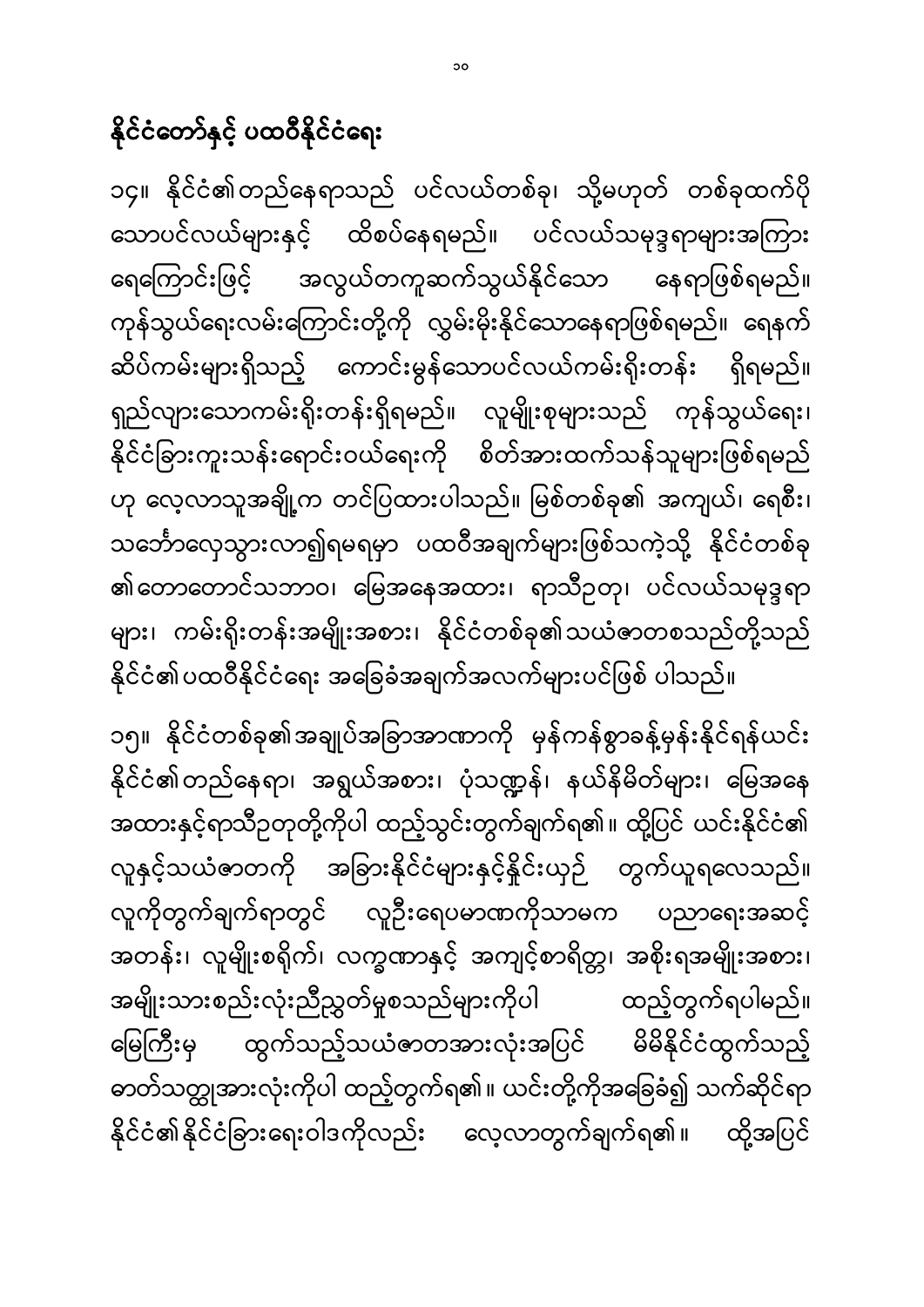## နိုင်ငံတော်နှင့် ပထဝီနိုင်ငံရေး

၁၄။ နိုင်ငံ၏တည်နေရာသည် ပင်လယ်တစ်ခု၊ သို့မဟုတ် တစ်ခုထက်ပိုသောပင်လယ်များနှင့် ထိစပ်နေရမည်။ ပင်လယ်သမုဒ္ဒရာများအကြားရေကြောင်းဖြင့် အလွယ်တကူဆက်သွယ်နိုင်သော နေရာဖြစ်ရမည်။ ကုန်သွယ်ရေးလမ်းကြောင်းတို့ကို လွှမ်းမိုးနိုင်သောနေရာဖြစ်ရမည်။ ရေနက်ဆိပ်ကမ်းများရှိသည့် ကောင်းမွန်သောပင်လယ်ကမ်းရိုးတန်း ရှိရမည်။ ရှည်လျားသောကမ်းရိုးတန်းရှိရမည်။ လူမျိုးစုများသည် ကုန်သွယ်ရေး၊ နိုင်ငံခြားကူးသန်းရောင်းဝယ်ရေးကို စိတ်အားထက်သန်သူများဖြစ်ရမည်ဟု လေ့လာသူအချို့က တင်ပြထားပါသည်။ မြစ်တစ်ခု၏ အကျယ်၊ ရေစီး၊ သင်္ဘောလှေသွားလာ၍ရမရမှာ ပထဝီအချက်များဖြစ်သကဲ့သို့ နိုင်ငံတစ်ခု၏တောတောင်သဘာဝ၊ မြေအနေအထား၊ ရာသီဥတု၊ ပင်လယ်သမုဒ္ဒရာများ၊ ကမ်းရိုးတန်းအမျိုးအစား၊ နိုင်ငံတစ်ခု၏သယံဇာတစသည်တို့သည် နိုင်ငံ၏ပထဝီနိုင်ငံရေး အခြေခံအချက်အလက်များပင်ဖြစ် ပါသည်။

၁၅။ နိုင်ငံတစ်ခု၏အချုပ်အခြာအာဏာကို မှန်ကန်စွာခန့်မှန်းနိုင်ရန်ယင်းနိုင်ငံ၏တည်နေရာ၊ အရွယ်အစား၊ ပုံသဏ္ဌာန်၊ နယ်နိမိတ်များ၊ မြေအနေအထားနှင့်ရာသီဥတုတို့ကိုပါ ထည့်သွင်းတွက်ချက်ရ၏။ ထို့ပြင် ယင်းနိုင်ငံ၏လူနှင့်သယံဇာတကို အခြားနိုင်ငံများနှင့်နှိုင်းယှဉ် တွက်ယူရလေသည်။ လူကိုတွက်ချက်ရာတွင် လူဦးရေပမာဏကိုသာမက ပညာရေးအဆင့်အတန်း၊ လူမျိုးစရိုက်၊ လက္ခဏာနှင့် အကျင့်စာရိတ္တ၊ အစိုးရအမျိုးအစား၊ အမျိုးသားစည်းလုံးညီညွတ်မှုစသည်များကိုပါ ထည့်တွက်ရပါမည်။ မြေကြီးမှ ထွက်သည့်သယံဇာတအားလုံးအပြင် မိမိနိုင်ငံထွက်သည့်ဓာတ်သတ္တုအားလုံးကိုပါ ထည့်တွက်ရ၏။ ယင်းတို့ကိုအခြေခံ၍ သက်ဆိုင်ရာနိုင်ငံ၏နိုင်ငံခြားရေးဝါဒကိုလည်း လေ့လာတွက်ချက်ရ၏။ ထို့အပြင်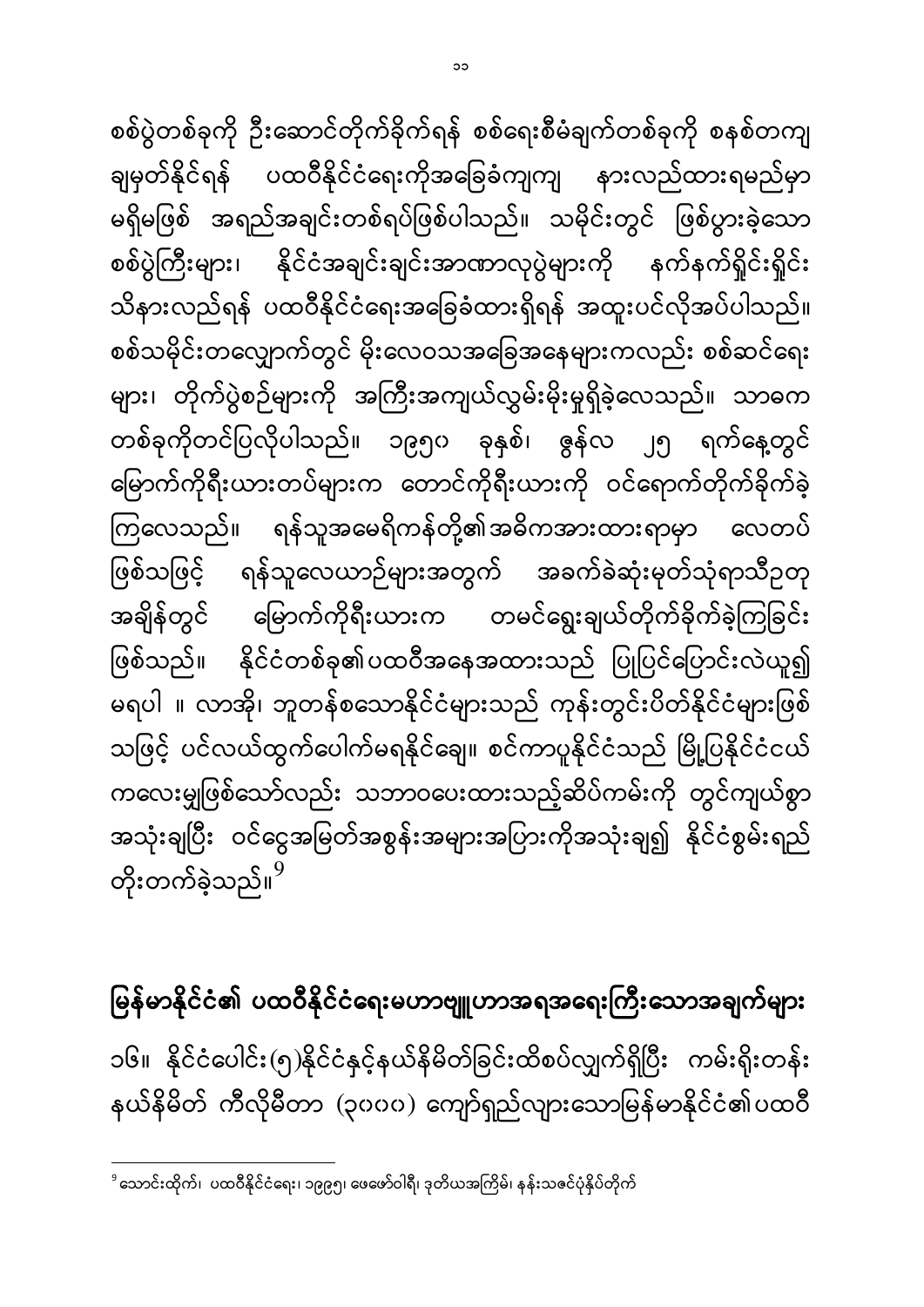စစ်ပွဲတစ်ခုကို ဦးဆောင်တိုက်ခိုက်ရန် စစ်ရေးစီမံချက်တစ်ခုကို စနစ်တကျ ချမှတ်နိုင်ရန် ပထဝီနိုင်ငံရေးကိုအခြေခံကျကျ နားလည်ထားရမည်မှာ မရှိမဖြစ် အရည်အချင်းတစ်ရပ်ဖြစ်ပါသည်။ သမိုင်းတွင် ဖြစ်ပွားခဲ့သော စစ်ပွဲကြီးများ၊ နိုင်ငံအချင်းချင်းအာဏာလုပွဲများကို နက်နက်ရှိုင်းရှိုင်း သိနားလည်ရန် ပထဝီနိုင်ငံရေးအခြေခံထားရှိရန် အထူးပင်လိုအပ်ပါသည်။ စစ်သမိုင်းတလျှောက်တွင် မိုးလေဝသအခြေအနေများကလည်း စစ်ဆင်ရေးများ၊ တိုက်ပွဲစဉ်များကို အကြီးအကျယ်လွှမ်းမိုးမှုရှိခဲ့လေသည်။ သာဓကတစ်ခုကိုတင်ပြလိုပါသည်။ ၁၉၅၀ ခုနှစ်၊ ဇွန်လ ၂၅ ရက်နေ့တွင် မြောက်ကိုရီးယားတပ်များက တောင်ကိုရီးယားကို ဝင်ရောက်တိုက်ခိုက်ခဲ့ကြလေသည်။ ရန်သူအမေရိကန်တို့၏အဓိကအားထားရာမှာ လေတပ်ဖြစ်သဖြင့် ရန်သူလေယာဉ်များအတွက် အခက်ခဲဆုံးမုတ်သုံရာသီဥတုအချိန်တွင် မြောက်ကိုရီးယားက တမင်ရွေးချယ်တိုက်ခိုက်ခဲ့ကြခြင်းဖြစ်သည်။ နိုင်ငံတစ်ခု၏ပထဝီအနေအထားသည် ပြုပြင်ပြောင်းလဲယူ၍မရပါ ။ လာအို၊ ဘူတန်စသောနိုင်ငံများသည် ကုန်းတွင်းပိတ်နိုင်ငံများဖြစ်သဖြင့် ပင်လယ်ထွက်ပေါက်မရနိုင်ချေ။ စင်ကာပူနိုင်ငံသည် မြို့ပြနိုင်ငံငယ်ကလေးမျှဖြစ်သော်လည်း သဘာဝပေးထားသည့်ဆိပ်ကမ်းကို တွင်ကျယ်စွာ အသုံးချပြီး ဝင်ငွေအမြတ်အစွန်းအများအပြားကိုအသုံးချ၍ နိုင်ငံစွမ်းရည်တိုးတက်ခဲ့သည်။[9]

## မြန်မာနိုင်ငံ၏ ပထဝီနိုင်ငံရေးမဟာဗျူဟာအရအရေးကြီးသောအချက်များ

၁၆။ နိုင်ငံပေါင်း(၅)နိုင်ငံနှင့်နယ်နိမိတ်ခြင်းထိစပ်လျက်ရှိပြီး ကမ်းရိုးတန်းနယ်နိမိတ် ကီလိုမီတာ (၃၀၀၀) ကျော်ရှည်လျားသောမြန်မာနိုင်ငံ၏ပထဝီ

---

[9] သောင်းထိုက်၊ ပထဝီနိုင်ငံရေး၊ ၁၉၉၅၊ ဖေဖော်ဝါရီ၊ ဒုတိယအကြိမ်၊ နန်းသဇင်ပုံနှိပ်တိုက်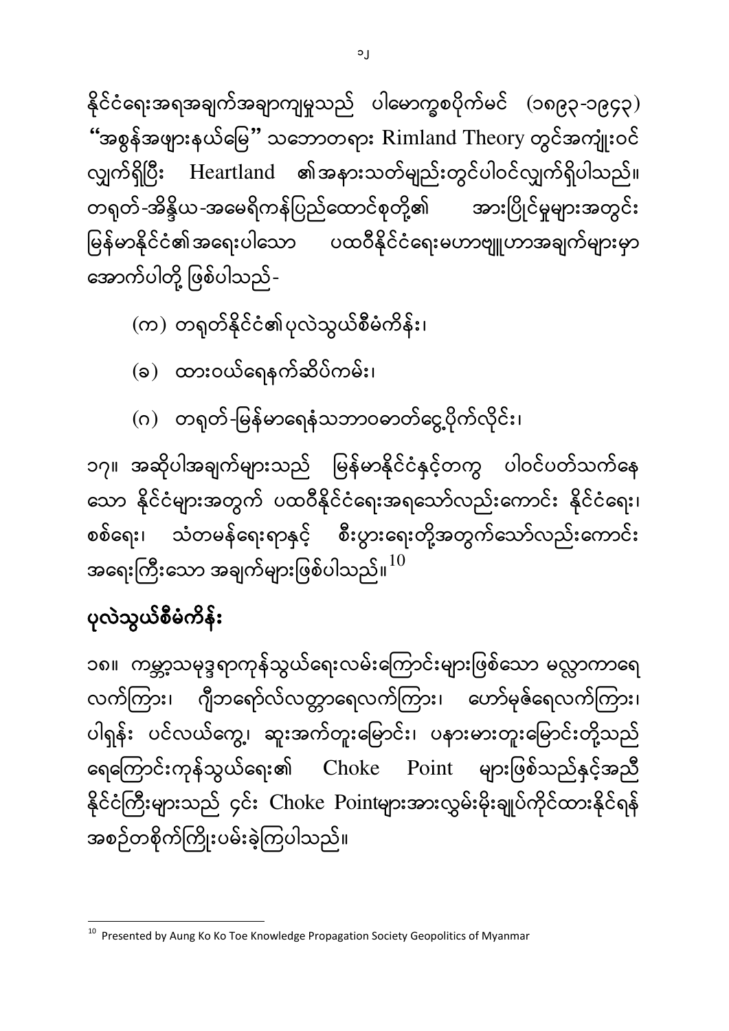နိုင်ငံရေးအရအချက်အချာကျမှုသည် ပါမောက္ခစပိုက်မင် (၁၈၉၃-၁၉၄၃) "အစွန်အဖျားနယ်မြေ" သဘောတရား Rimland Theory တွင်အကျုံးဝင်လျှက်ရှိပြီး Heartland ၏အနားသတ်မျည်းတွင်ပါဝင်လျှက်ရှိပါသည်။ တရုတ်-အိန္ဒိယ-အမေရိကန်ပြည်ထောင်စုတို့၏ အားပြိုင်မှုများအတွင်း မြန်မာနိုင်ငံ၏အရေးပါသော ပထဝီနိုင်ငံရေးမဟာဗျူဟာအချက်များမှာ အောက်ပါတို့ ဖြစ်ပါသည်-

(က) တရုတ်နိုင်ငံ၏ပုလဲသွယ်စီမံကိန်း၊

(ခ) ထားဝယ်ရေနက်ဆိပ်ကမ်း၊

(ဂ) တရုတ်-မြန်မာရေနံသဘာဝဓာတ်ငွေ့ပိုက်လိုင်း၊

၁၇။ အဆိုပါအချက်များသည် မြန်မာနိုင်ငံနှင့်တကွ ပါဝင်ပတ်သက်နေသော နိုင်ငံများအတွက် ပထဝီနိုင်ငံရေးအရသော်လည်းကောင်း နိုင်ငံရေး၊ စစ်ရေး၊ သံတမန်ရေးရာနှင့် စီးပွားရေးတို့အတွက်သော်လည်းကောင်း အရေးကြီးသော အချက်များဖြစ်ပါသည်။[10]

## ပုလဲသွယ်စီမံကိန်း

၁၈။ ကမ္ဘာ့သမုဒ္ဒရာကုန်သွယ်ရေးလမ်းကြောင်းများဖြစ်သော မလ္လာကာရေလက်ကြား၊ ဂျီဘရော်လ်လတ္တာရေလက်ကြား၊ ဟော်မုဇ်ရေလက်ကြား၊ ပါရှန်း ပင်လယ်ကွေ့၊ ဆူးအက်တူးမြောင်း၊ ပနားမားတူးမြောင်းတို့သည် ရေကြောင်းကုန်သွယ်ရေး၏ Choke Point များဖြစ်သည်နှင့်အညီ နိုင်ငံကြီးများသည် ၄င်း Choke Pointများအားလွှမ်းမိုးချုပ်ကိုင်ထားနိုင်ရန် အစဉ်တစိုက်ကြိုးပမ်းခဲ့ကြပါသည်။

---

[10] Presented by Aung Ko Ko Toe Knowledge Propagation Society Geopolitics of Myanmar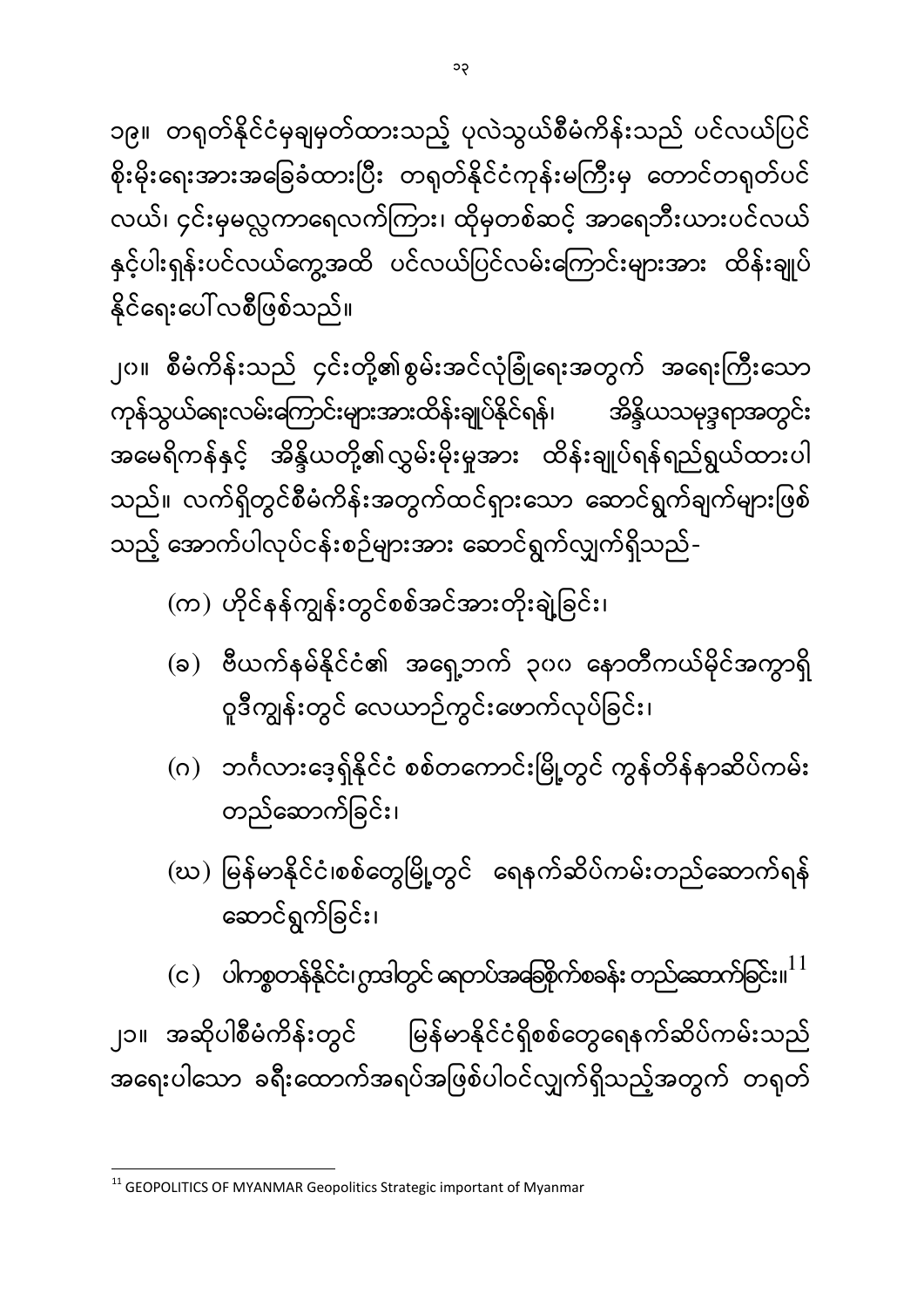၁၉။ တရုတ်နိုင်ငံမှချမှတ်ထားသည့် ပုလဲသွယ်စီမံကိန်းသည် ပင်လယ်ပြင်စိုးမိုးရေးအားအခြေခံထားပြီး တရုတ်နိုင်ငံကုန်းမကြီးမှ တောင်တရုတ်ပင်လယ်၊ ၄င်းမှမလ္လကာရေလက်ကြား၊ ထိုမှတစ်ဆင့် အာရေဘီးယားပင်လယ်နှင့်ပါးရှန်းပင်လယ်ကွေ့အထိ ပင်လယ်ပြင်လမ်းကြောင်းများအား ထိန်းချုပ်နိုင်ရေးပေါ်လစီဖြစ်သည်။

၂၀။ စီမံကိန်းသည် ၄င်းတို့၏စွမ်းအင်လုံခြုံရေးအတွက် အရေးကြီးသောကုန်သွယ်ရေးလမ်းကြောင်းများအားထိန်းချုပ်နိုင်ရန်၊ အိန္ဒိယသမုဒ္ဒရာအတွင်း အမေရိကန်နှင့် အိန္ဒိယတို့၏လွှမ်းမိုးမှုအား ထိန်းချုပ်ရန်ရည်ရွယ်ထားပါသည်။ လက်ရှိတွင်စီမံကိန်းအတွက်ထင်ရှားသော ဆောင်ရွက်ချက်များဖြစ်သည့် အောက်ပါလုပ်ငန်းစဉ်များအား ဆောင်ရွက်လျှက်ရှိသည်-

(က) ဟိုင်နန်ကျွန်းတွင်စစ်အင်အားတိုးချဲ့ခြင်း၊

(ခ) ဗီယက်နမ်နိုင်ငံ၏ အရှေ့ဘက် ၃၀၀ နောတီကယ်မိုင်အကွာရှိ ဝူဒီကျွန်းတွင် လေယာဉ်ကွင်းဖောက်လုပ်ခြင်း၊

(ဂ) ဘင်္ဂလားဒေ့ရှ်နိုင်ငံ စစ်တကောင်းမြို့တွင် ကွန်တိန်နာဆိပ်ကမ်းတည်ဆောက်ခြင်း၊

(ဃ) မြန်မာနိုင်ငံ၊စစ်တွေမြို့တွင် ရေနက်ဆိပ်ကမ်းတည်ဆောက်ရန်ဆောင်ရွက်ခြင်း၊

(င) ပါကစ္စတန်နိုင်ငံ၊ဂွာဒါတွင် ရေတပ်အခြေစိုက်စခန်း တည်ဆောက်ခြင်း။[11]

၂၁။ အဆိုပါစီမံကိန်းတွင် မြန်မာနိုင်ငံရှိစစ်တွေရေနက်ဆိပ်ကမ်းသည် အရေးပါသော ခရီးထောက်အရပ်အဖြစ်ပါဝင်လျှက်ရှိသည့်အတွက် တရုတ်

---

[11] GEOPOLITICS OF MYANMAR Geopolitics Strategic important of Myanmar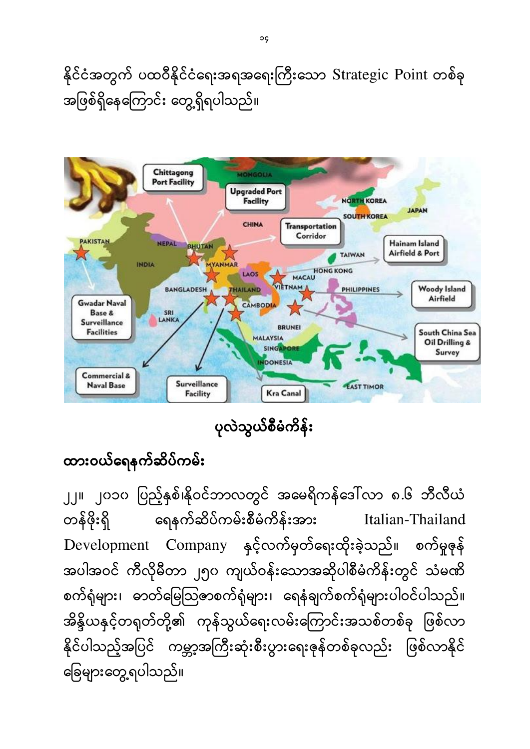နိုင်ငံအတွက် ပထဝီနိုင်ငံရေးအရအရေးကြီးသော Strategic Point တစ်ခု အဖြစ်ရှိနေကြောင်း တွေ့ရှိရပါသည်။

ပုလဲသွယ်စီမံကိန်း

## ထားဝယ်ရေနက်ဆိပ်ကမ်း

၂၂။ ၂၀၁၀ ပြည့်နှစ်၊နိုဝင်ဘာလတွင် အမေရိကန်ဒေါ်လာ ၈.၆ ဘီလီယံ တန်ဖိုးရှိ ရေနက်ဆိပ်ကမ်းစီမံကိန်းအား Italian-Thailand Development Company နှင့်လက်မှတ်ရေးထိုးခဲ့သည်။ စက်မှုဇုန် အပါအဝင် ကီလိုမီတာ ၂၅၀ ကျယ်ဝန်းသောအဆိုပါစီမံကိန်းတွင် သံမဏိ စက်ရုံများ၊ ဓာတ်မြေသြဇာစက်ရုံများ၊ ရေနံချက်စက်ရုံများပါဝင်ပါသည်။ အိန္ဒိယနှင့်တရုတ်တို့၏ ကုန်သွယ်ရေးလမ်းကြောင်းအသစ်တစ်ခု ဖြစ်လာ နိုင်ပါသည့်အပြင် ကမ္ဘာ့အကြီးဆုံးစီးပွားရေးဇုန်တစ်ခုလည်း ဖြစ်လာနိုင် ခြေများတွေ့ရပါသည်။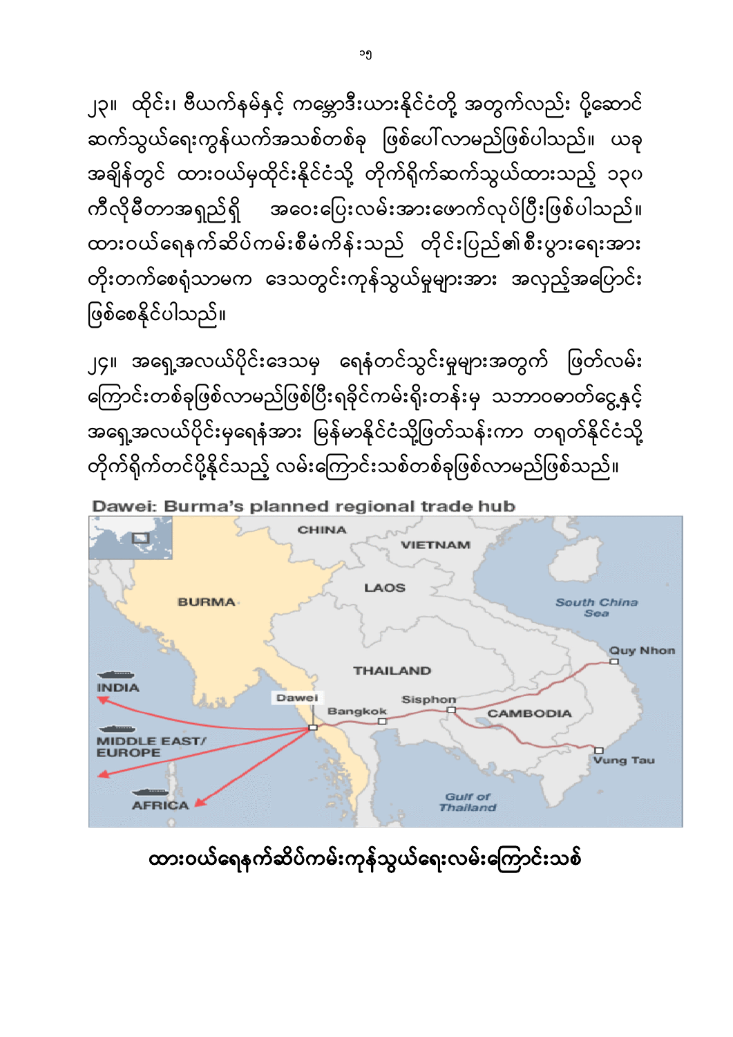၂၃။ ထိုင်း၊ ဗီယက်နမ်နှင့် ကမ္ဘောဒီးယားနိုင်ငံတို့ အတွက်လည်း ပို့ဆောင်ဆက်သွယ်ရေးကွန်ယက်အသစ်တစ်ခု ဖြစ်ပေါ်လာမည်ဖြစ်ပါသည်။ ယခုအချိန်တွင် ထားဝယ်မှထိုင်းနိုင်ငံသို့ တိုက်ရိုက်ဆက်သွယ်ထားသည့် ၁၃၈ ကီလိုမီတာအရှည်ရှိ အဝေးပြေးလမ်းအားဖောက်လုပ်ပြီးဖြစ်ပါသည်။ ထားဝယ်ရေနက်ဆိပ်ကမ်းစီမံကိန်းသည် တိုင်းပြည်၏စီးပွားရေးအားတိုးတက်စေရုံသာမက ဒေသတွင်းကုန်သွယ်မှုများအား အလှည့်အပြောင်းဖြစ်စေနိုင်ပါသည်။

၂၄။ အရှေ့အလယ်ပိုင်းဒေသမှ ရေနံတင်သွင်းမှုများအတွက် ဖြတ်လမ်းကြောင်းတစ်ခုဖြစ်လာမည်ဖြစ်ပြီးရခိုင်ကမ်းရိုးတန်းမှ သဘာဝဓာတ်ငွေ့နှင့် အရှေ့အလယ်ပိုင်းမှရေနံအား မြန်မာနိုင်ငံသို့ဖြတ်သန်းကာ တရုတ်နိုင်ငံသို့ တိုက်ရိုက်တင်ပို့နိုင်သည့် လမ်းကြောင်းသစ်တစ်ခုဖြစ်လာမည်ဖြစ်သည်။

Dawei: Burma's planned regional trade hub

**ထားဝယ်ရေနက်ဆိပ်ကမ်းကုန်သွယ်ရေးလမ်းကြောင်းသစ်**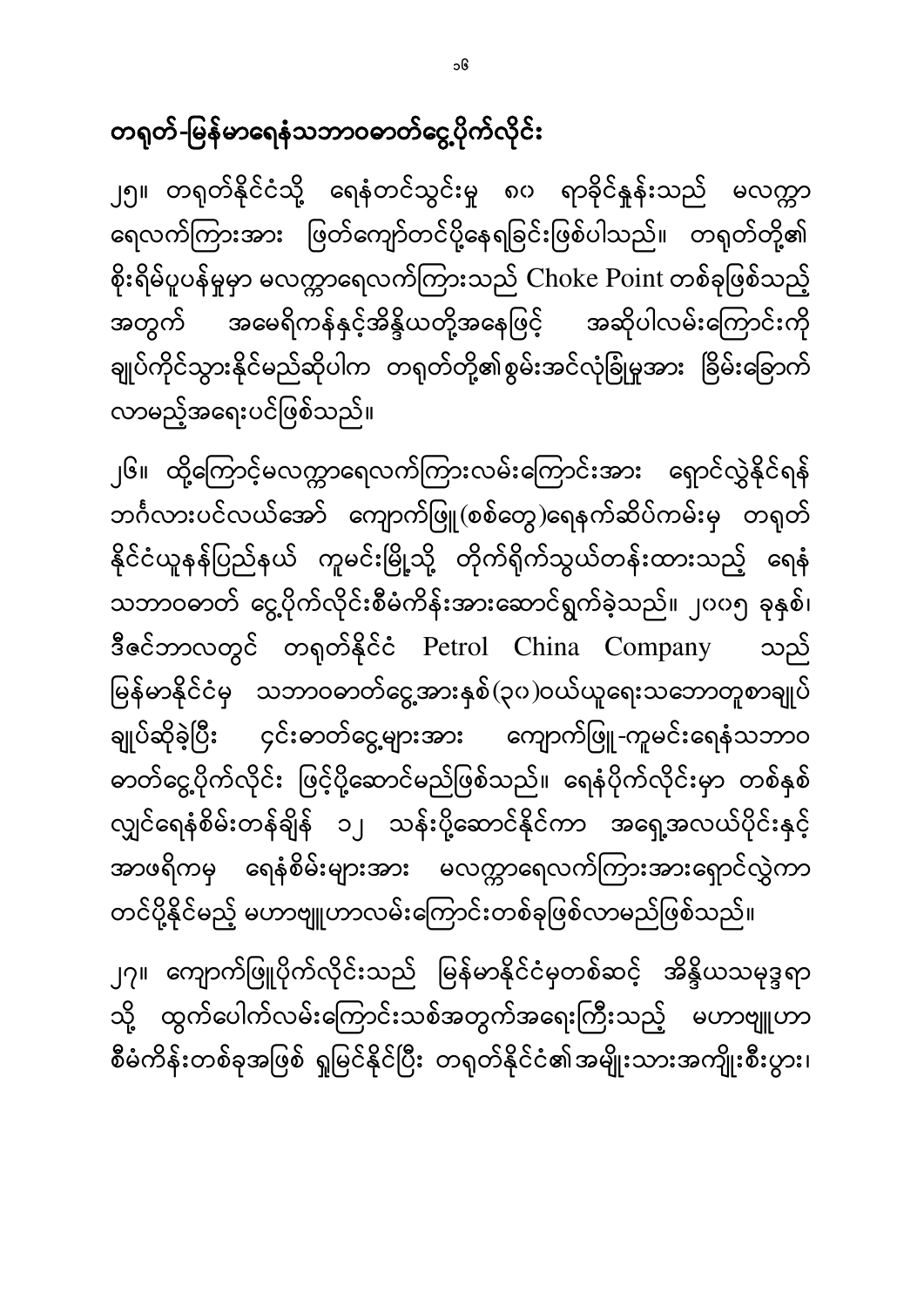## တရုတ်-မြန်မာရေနံသဘာဝဓာတ်ငွေ့ပိုက်လိုင်း

၂၅။ တရုတ်နိုင်ငံသို့ ရေနံတင်သွင်းမှု ၈၀ ရာခိုင်နှုန်းသည် မလက္ကာရေလက်ကြားအား ဖြတ်ကျော်တင်ပို့နေရခြင်းဖြစ်ပါသည်။ တရုတ်တို့၏ စိုးရိမ်ပူပန်မှုမှာ မလက္ကာရေလက်ကြားသည် Choke Point တစ်ခုဖြစ်သည့်အတွက် အမေရိကန်နှင့်အိန္ဒိယတို့အနေဖြင့် အဆိုပါလမ်းကြောင်းကို ချုပ်ကိုင်သွားနိုင်မည်ဆိုပါက တရုတ်တို့၏စွမ်းအင်လုံခြုံမှုအား ခြိမ်းခြောက်လာမည့်အရေးပင်ဖြစ်သည်။

၂၆။ ထို့ကြောင့်မလက္ကာရေလက်ကြားလမ်းကြောင်းအား ရှောင်လွှဲနိုင်ရန် ဘင်္ဂလားပင်လယ်အော် ကျောက်ဖြူ(စစ်တွေ)ရေနက်ဆိပ်ကမ်းမှ တရုတ်နိုင်ငံယူနန်ပြည်နယ် ကူမင်းမြို့သို့ တိုက်ရိုက်သွယ်တန်းထားသည့် ရေနံသဘာဝဓာတ် ငွေ့ပိုက်လိုင်းစီမံကိန်းအားဆောင်ရွက်ခဲ့သည်။ ၂၀၀၅ ခုနှစ်၊ ဒီဇင်ဘာလတွင် တရုတ်နိုင်ငံ Petrol China Company သည် မြန်မာနိုင်ငံမှ သဘာဝဓာတ်ငွေ့အားနှစ်(၃၀)ဝယ်ယူရေးသဘောတူစာချုပ် ချုပ်ဆိုခဲ့ပြီး ၎င်းဓာတ်ငွေ့များအား ကျောက်ဖြူ-ကူမင်းရေနံသဘာဝဓာတ်ငွေ့ပိုက်လိုင်း ဖြင့်ပို့ဆောင်မည်ဖြစ်သည်။ ရေနံပိုက်လိုင်းမှာ တစ်နှစ်လျှင်ရေနံစိမ်းတန်ချိန် ၁၂ သန်းပို့ဆောင်နိုင်ကာ အရှေ့အလယ်ပိုင်းနှင့် အာဖရိကမှ ရေနံစိမ်းများအား မလက္ကာရေလက်ကြားအားရှောင်လွှဲကာ တင်ပို့နိုင်မည့် မဟာဗျူဟာလမ်းကြောင်းတစ်ခုဖြစ်လာမည်ဖြစ်သည်။

၂၇။ ကျောက်ဖြူပိုက်လိုင်းသည် မြန်မာနိုင်ငံမှတစ်ဆင့် အိန္ဒိယသမုဒ္ဒရာသို့ ထွက်ပေါက်လမ်းကြောင်းသစ်အတွက်အရေးကြီးသည့် မဟာဗျူဟာစီမံကိန်းတစ်ခုအဖြစ် ရှုမြင်နိုင်ပြီး တရုတ်နိုင်ငံ၏အမျိုးသားအကျိုးစီးပွား၊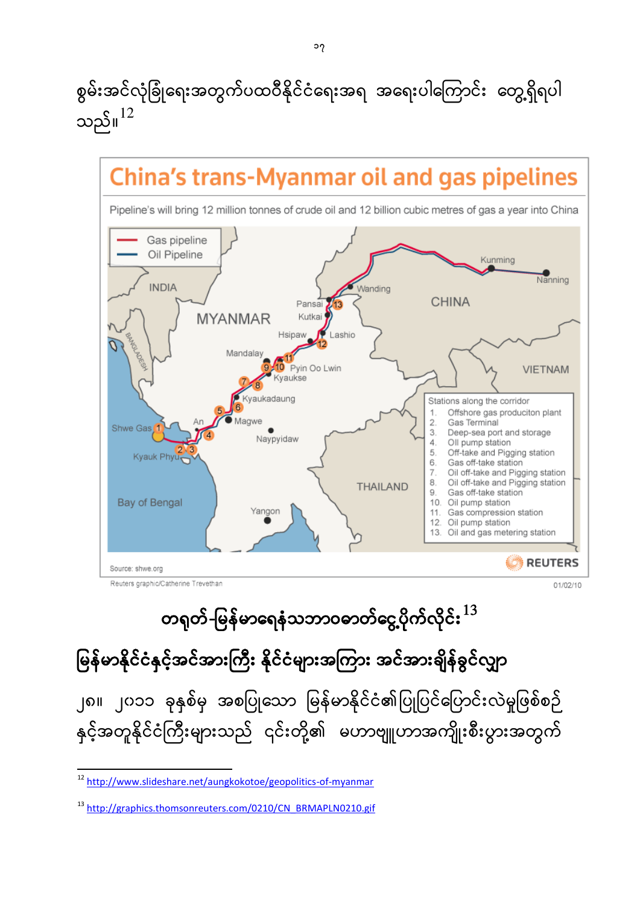စွမ်းအင်လုံခြုံရေးအတွက်ပထဝီနိုင်ငံရေးအရ အရေးပါကြောင်း တွေ့ရှိရပါသည်။[12]

**China's trans-Myanmar oil and gas pipelines**

Pipeline's will bring 12 million tonnes of crude oil and 12 billion cubic metres of gas a year into China

Gas pipeline
Oil Pipeline

Stations along the corridor
1. Offshore gas produciton plant
2. Gas Terminal
3. Deep-sea port and storage
4. Oil pump station
5. Off-take and Pigging station
6. Gas off-take station
7. Oil off-take and Pigging station
8. Oil off-take and Pigging station
9. Gas off-take station
10. Oil pump station
11. Gas compression station
12. Oil pump station
13. Oil and gas metering station

Source: shwe.org

REUTERS

Reuters graphic/Catherine Trevethan 01/02/10

## တရုတ်-မြန်မာရေနံသဘာဝဓာတ်ငွေ့ပိုက်လိုင်း[13]

## မြန်မာနိုင်ငံနှင့်အင်အားကြီး နိုင်ငံများအကြား အင်အားချိန်ခွင်လျှာ

၂၈။ ၂၀၁၁ ခုနှစ်မှ အစပြုသော မြန်မာနိုင်ငံ၏ပြုပြင်ပြောင်းလဲမှုဖြစ်စဉ်နှင့်အတူနိုင်ငံကြီးများသည် ၎င်းတို့၏ မဟာဗျူဟာအကျိုးစီးပွားအတွက်

---

[12] http://www.slideshare.net/aungkokotoe/geopolitics-of-myanmar

[13] http://graphics.thomsonreuters.com/0210/CN_BRMAPLN0210.gif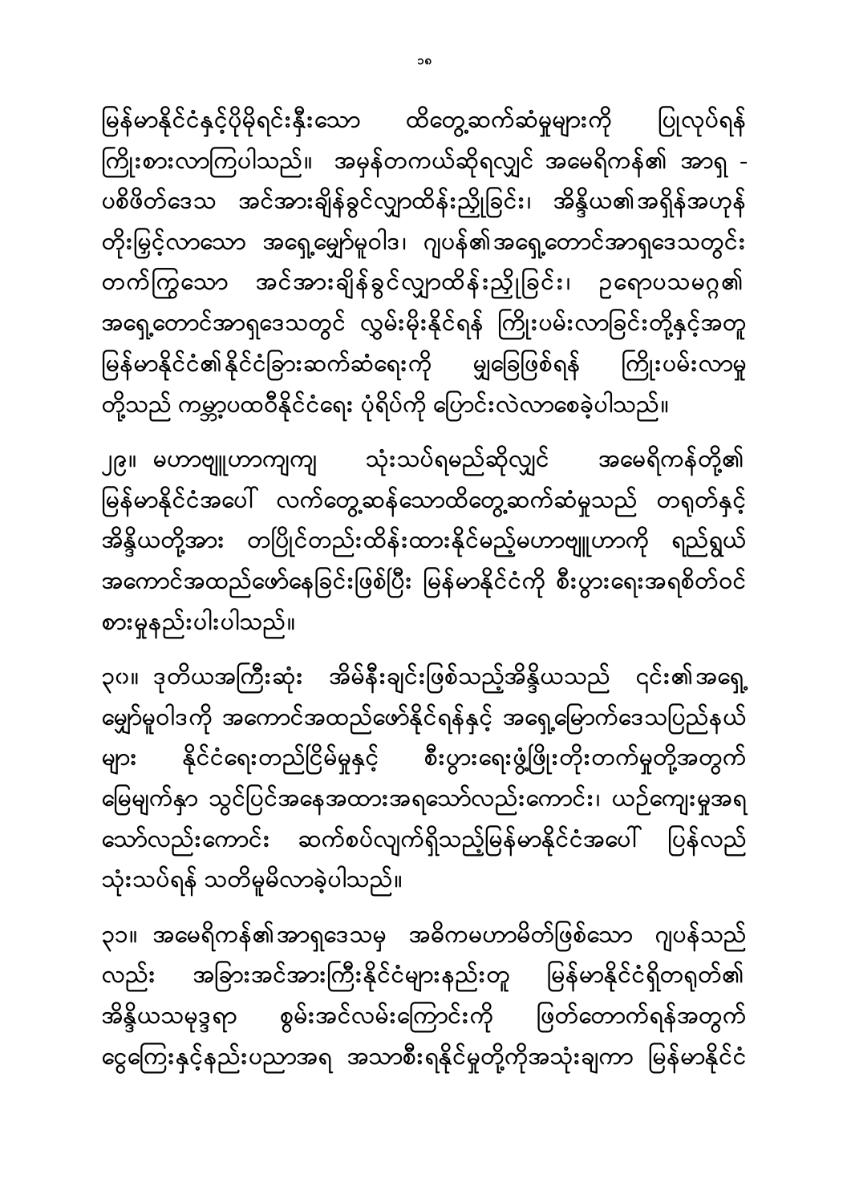မြန်မာနိုင်ငံနှင့်ပိုမိုရင်းနှီးသော ထိတွေ့ဆက်ဆံမှုများကို ပြုလုပ်ရန် ကြိုးစားလာကြပါသည်။ အမှန်တကယ်ဆိုရလျှင် အမေရိကန်၏ အာရှ - ပစိဖိတ်ဒေသ အင်အားချိန်ခွင်လျှာထိန်းညှိခြင်း၊ အိန္ဒိယ၏အရှိန်အဟုန် တိုးမြင့်လာသော အရှေ့မျှော်မူဝါဒ၊ ဂျပန်၏အရှေ့တောင်အာရှဒေသတွင်း တက်ကြွသော အင်အားချိန်ခွင်လျှာထိန်းညှိခြင်း၊ ဥရောပသမဂ္ဂ၏ အရှေ့တောင်အာရှဒေသတွင် လွှမ်းမိုးနိုင်ရန် ကြိုးပမ်းလာခြင်းတို့နှင့်အတူ မြန်မာနိုင်ငံ၏နိုင်ငံခြားဆက်ဆံရေးကို မျှခြေဖြစ်ရန် ကြိုးပမ်းလာမှု တို့သည် ကမ္ဘာ့ပထဝီနိုင်ငံရေး ပုံရိပ်ကို ပြောင်းလဲလာစေခဲ့ပါသည်။

၂၉။ မဟာဗျူဟာကျကျ သုံးသပ်ရမည်ဆိုလျှင် အမေရိကန်တို့၏ မြန်မာနိုင်ငံအပေါ် လက်တွေ့ဆန်သောထိတွေ့ဆက်ဆံမှုသည် တရုတ်နှင့် အိန္ဒိယတို့အား တပြိုင်တည်းထိန်းထားနိုင်မည့်မဟာဗျူဟာကို ရည်ရွယ် အကောင်အထည်ဖော်နေခြင်းဖြစ်ပြီး မြန်မာနိုင်ငံကို စီးပွားရေးအရစိတ်ဝင် စားမှုနည်းပါးပါသည်။

၃၀။ ဒုတိယအကြီးဆုံး အိမ်နီးချင်းဖြစ်သည့်အိန္ဒိယသည် ၎င်း၏အရှေ့ မျှော်မူဝါဒကို အကောင်အထည်ဖော်နိုင်ရန်နှင့် အရှေ့မြောက်ဒေသပြည်နယ် များ နိုင်ငံရေးတည်ငြိမ်မှုနှင့် စီးပွားရေးဖွံ့ဖြိုးတိုးတက်မှုတို့အတွက် မြေမျက်နှာ သွင်ပြင်အနေအထားအရသော်လည်းကောင်း၊ ယဉ်ကျေးမှုအရ သော်လည်းကောင်း ဆက်စပ်လျက်ရှိသည့်မြန်မာနိုင်ငံအပေါ် ပြန်လည် သုံးသပ်ရန် သတိမူမိလာခဲ့ပါသည်။

၃၁။ အမေရိကန်၏အာရှဒေသမှ အဓိကမဟာမိတ်ဖြစ်သော ဂျပန်သည် လည်း အခြားအင်အားကြီးနိုင်ငံများနည်းတူ မြန်မာနိုင်ငံရှိတရုတ်၏ အိန္ဒိယသမုဒ္ဒရာ စွမ်းအင်လမ်းကြောင်းကို ဖြတ်တောက်ရန်အတွက် ငွေကြေးနှင့်နည်းပညာအရ အသာစီးရနိုင်မှုတို့ကိုအသုံးချကာ မြန်မာနိုင်ငံ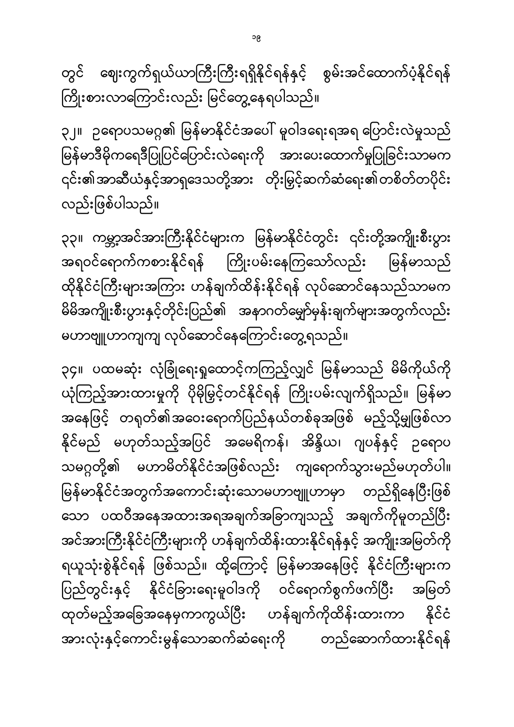တွင် ဈေးကွက်ရှယ်ယာကြီးကြီးရရှိနိုင်ရန်နှင့် စွမ်းအင်ထောက်ပံ့နိုင်ရန် ကြိုးစားလာကြောင်းလည်း မြင်တွေ့နေရပါသည်။

၃၂။ ဥရောပသမဂ္ဂ၏ မြန်မာနိုင်ငံအပေါ် မူဝါဒရေးရာအရ ပြောင်းလဲမှုသည် မြန်မာဒီမိုကရေစီပြုပြင်ပြောင်းလဲရေးကို အားပေးထောက်မှုပြုခြင်းသာမက ၎င်း၏အာဆီယံနှင့်အာရှဒေသတို့အား တိုးမြှင့်ဆက်ဆံရေး၏တစိတ်တပိုင်း လည်းဖြစ်ပါသည်။

၃၃။ ကမ္ဘာ့အင်အားကြီးနိုင်ငံများက မြန်မာနိုင်ငံတွင်း ၎င်းတို့အကျိုးစီးပွား အရဝင်ရောက်ကစားနိုင်ရန် ကြိုးပမ်းနေကြသော်လည်း မြန်မာသည် ထိုနိုင်ငံကြီးများအကြား ဟန်ချက်ထိန်းနိုင်ရန် လုပ်ဆောင်နေသည်သာမက မိမိအကျိုးစီးပွားနှင့်တိုင်းပြည်၏ အနာဂတ်မျှော်မှန်းချက်များအတွက်လည်း မဟာဗျူဟာကျကျ လုပ်ဆောင်နေကြောင်းတွေ့ရသည်။

၃၄။ ပထမဆုံး လုံခြုံရေးရှုထောင့်ကကြည့်လျှင် မြန်မာသည် မိမိကိုယ်ကို ယုံကြည့်အားထားမှုကို ပိုမိုမြှင့်တင်နိုင်ရန် ကြိုးပမ်းလျက်ရှိသည်။ မြန်မာ အနေဖြင့် တရုတ်၏အဝေးရောက်ပြည်နယ်တစ်ခုအဖြစ် မည့်သို့မျှဖြစ်လာ နိုင်မည် မဟုတ်သည့်အပြင် အမေရိကန်၊ အိန္ဒိယ၊ ဂျပန်နှင့် ဥရောပ သမဂ္ဂတို့၏ မဟာမိတ်နိုင်ငံအဖြစ်လည်း ကျရောက်သွားမည်မဟုတ်ပါ။ မြန်မာနိုင်ငံအတွက်အကောင်းဆုံးသောမဟာဗျူဟာမှာ တည်ရှိနေပြီးဖြစ် သော ပထဝီအနေအထားအရအချက်အခြာကျသည့် အချက်ကိုမူတည်ပြီး အင်အားကြီးနိုင်ငံကြီးများကို ဟန်ချက်ထိန်းထားနိုင်ရန်နှင့် အကျိုးအမြတ်ကို ရယူသုံးစွဲနိုင်ရန် ဖြစ်သည်။ ထို့ကြောင့် မြန်မာအနေဖြင့် နိုင်ငံကြီးများက ပြည်တွင်းနှင့် နိုင်ငံခြားရေးမူဝါဒကို ဝင်ရောက်စွက်ဖက်ပြီး အမြတ် ထုတ်မည့်အခြေအနေမှကာကွယ်ပြီး ဟန်ချက်ကိုထိန်းထားကာ နိုင်ငံ အားလုံးနှင့်ကောင်းမွန်သောဆက်ဆံရေးကို တည်ဆောက်ထားနိုင်ရန်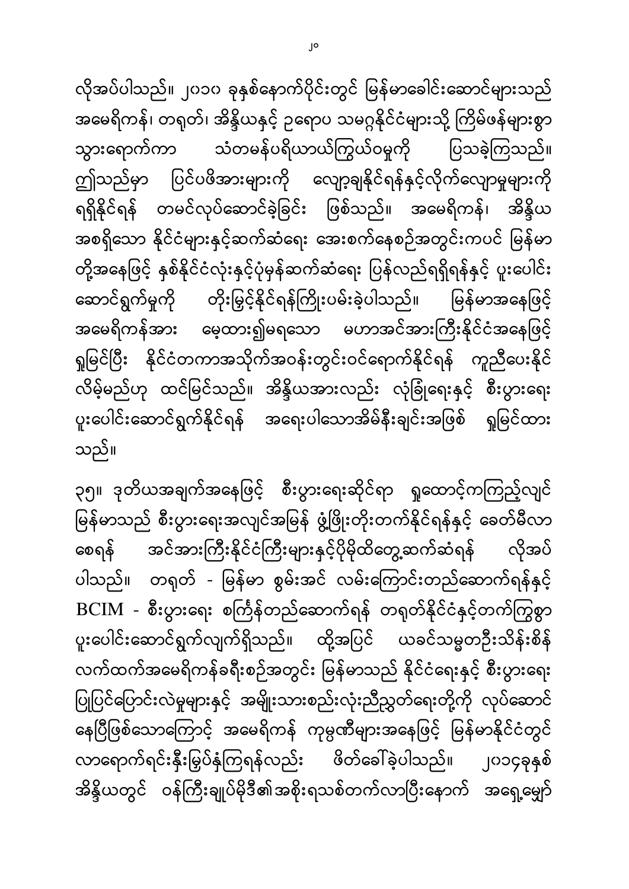လိုအပ်ပါသည်။ ၂၀၁၀ ခုနှစ်နောက်ပိုင်းတွင် မြန်မာခေါင်းဆောင်များသည် အမေရိကန်၊ တရုတ်၊ အိန္ဒိယနှင့် ဥရောပ သမဂ္ဂနိုင်ငံများသို့ ကြိမ်ဖန်များစွာ သွားရောက်ကာ သံတမန်ပရိယာယ်ကြွယ်ဝမှုကို ပြသခဲ့ကြသည်။ ဤသည်မှာ ပြင်ပဖိအားများကို လျော့ချနိုင်ရန်နှင့်လိုက်လျောမှုများကို ရရှိနိုင်ရန် တမင်လုပ်ဆောင်ခဲ့ခြင်း ဖြစ်သည်။ အမေရိကန်၊ အိန္ဒိယ အစရှိသော နိုင်ငံများနှင့်ဆက်ဆံရေး အေးစက်နေစဉ်အတွင်းကပင် မြန်မာ တို့အနေဖြင့် နှစ်နိုင်ငံလုံးနှင့်ပုံမှန်ဆက်ဆံရေး ပြန်လည်ရရှိရန်နှင့် ပူးပေါင်း ဆောင်ရွက်မှုကို တိုးမြှင့်နိုင်ရန်ကြိုးပမ်းခဲ့ပါသည်။ မြန်မာအနေဖြင့် အမေရိကန်အား မေ့ထား၍မရသော မဟာအင်အားကြီးနိုင်ငံအနေဖြင့် ရှုမြင်ပြီး နိုင်ငံတကာအသိုက်အဝန်းတွင်းဝင်ရောက်နိုင်ရန် ကူညီပေးနိုင် လိမ့်မည်ဟု ထင်မြင်သည်။ အိန္ဒိယအားလည်း လုံခြုံရေးနှင့် စီးပွားရေး ပူးပေါင်းဆောင်ရွက်နိုင်ရန် အရေးပါသောအိမ်နီးချင်းအဖြစ် ရှုမြင်ထား သည်။

၃၅။ ဒုတိယအချက်အနေဖြင့် စီးပွားရေးဆိုင်ရာ ရှုထောင့်ကကြည့်လျှင် မြန်မာသည် စီးပွားရေးအလျင်အမြန် ဖွံ့ဖြိုးတိုးတက်နိုင်ရန်နှင့် ခေတ်မီလာ စေရန် အင်အားကြီးနိုင်ငံကြီးများနှင့်ပိုမိုထိတွေ့ဆက်ဆံရန် လိုအပ် ပါသည်။ တရုတ် - မြန်မာ စွမ်းအင် လမ်းကြောင်းတည်ဆောက်ရန်နှင့် BCIM - စီးပွားရေး စင်္ကြန်တည်ဆောက်ရန် တရုတ်နိုင်ငံနှင့်တက်ကြွစွာ ပူးပေါင်းဆောင်ရွက်လျက်ရှိသည်။ ထို့အပြင် ယခင်သမ္မတဦးသိန်းစိန် လက်ထက်အမေရိကန်ခရီးစဉ်အတွင်း မြန်မာသည် နိုင်ငံရေးနှင့် စီးပွားရေး ပြုပြင်ပြောင်းလဲမှုများနှင့် အမျိုးသားစည်းလုံးညီညွတ်ရေးတို့ကို လုပ်ဆောင် နေပြီဖြစ်သောကြောင့် အမေရိကန် ကုမ္ပဏီများအနေဖြင့် မြန်မာနိုင်ငံတွင် လာရောက်ရင်းနှီးမြှုပ်နှံကြရန်လည်း ဖိတ်ခေါ်ခဲ့ပါသည်။ ၂၀၁၄ခုနှစ် အိန္ဒိယတွင် ဝန်ကြီးချုပ်မိုဒီ၏အစိုးရသစ်တက်လာပြီးနောက် အရှေ့မျှော်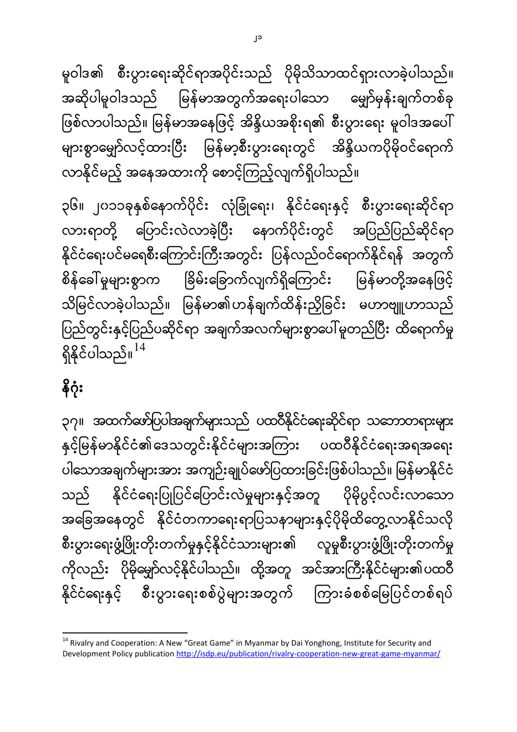မူဝါဒ၏ စီးပွားရေးဆိုင်ရာအပိုင်းသည် ပိုမိုသိသာထင်ရှားလာခဲ့ပါသည်။ အဆိုပါမူဝါဒသည် မြန်မာအတွက်အရေးပါသော မျှော်မှန်းချက်တစ်ခု ဖြစ်လာပါသည်။ မြန်မာအနေဖြင့် အိန္ဒိယအစိုးရ၏ စီးပွားရေး မူဝါဒအပေါ် များစွာမျှော်လင့်ထားပြီး မြန်မာ့စီးပွားရေးတွင် အိန္ဒိယကပိုမိုဝင်ရောက် လာနိုင်မည့် အနေအထားကို စောင့်ကြည့်လျက်ရှိပါသည်။

၃၆။ ၂၀၁၁ခုနှစ်နောက်ပိုင်း လုံခြုံရေး၊ နိုင်ငံရေးနှင့် စီးပွားရေးဆိုင်ရာ လားရာတို့ ပြောင်းလဲလာခဲ့ပြီး နောက်ပိုင်းတွင် အပြည်ပြည်ဆိုင်ရာ နိုင်ငံရေးပင်မရေစီးကြောင်းကြီးအတွင်း ပြန်လည်ဝင်ရောက်နိုင်ရန် အတွက် စိန်ခေါ်မှုများစွာက ခြိမ်းခြောက်လျက်ရှိကြောင်း မြန်မာတို့အနေဖြင့် သိမြင်လာခဲ့ပါသည်။ မြန်မာ၏ဟန်ချက်ထိန်းညှိခြင်း မဟာဗျူဟာသည် ပြည်တွင်းနှင့်ပြည်ပဆိုင်ရာ အချက်အလက်များစွာပေါ်မူတည်ပြီး ထိရောက်မှု ရှိနိုင်ပါသည်။[14]

## နိဂုံး

၃၇။ အထက်ဖော်ပြပါအချက်များသည် ပထဝီနိုင်ငံရေးဆိုင်ရာ သဘောတရားများ နှင့်မြန်မာနိုင်ငံ၏ဒေသတွင်းနိုင်ငံများအကြား ပထဝီနိုင်ငံရေးအရအရေး ပါသောအချက်များအား အကျဉ်းချုပ်ဖော်ပြထားခြင်းဖြစ်ပါသည်။ မြန်မာနိုင်ငံ သည် နိုင်ငံရေးပြုပြင်ပြောင်းလဲမှုများနှင့်အတူ ပိုမိုပွင့်လင်းလာသော အခြေအနေတွင် နိုင်ငံတကာရေးရာပြဿနာများနှင့်ပိုမိုထိတွေ့လာနိုင်သလို စီးပွားရေးဖွံ့ဖြိုးတိုးတက်မှုနှင့်နိုင်ငံသားများ၏ လူမှုစီးပွားဖွံ့ဖြိုးတိုးတက်မှု ကိုလည်း ပိုမိုမျှော်လင့်နိုင်ပါသည်။ ထို့အတူ အင်အားကြီးနိုင်ငံများ၏ပထဝီ နိုင်ငံရေးနှင့် စီးပွားရေးစစ်ပွဲများအတွက် ကြားခံစစ်မြေပြင်တစ်ရပ်

[14] Rivalry and Cooperation: A New "Great Game" in Myanmar by Dai Yonghong, Institute for Security and Development Policy publication http://isdp.eu/publication/rivalry-cooperation-new-great-game-myanmar/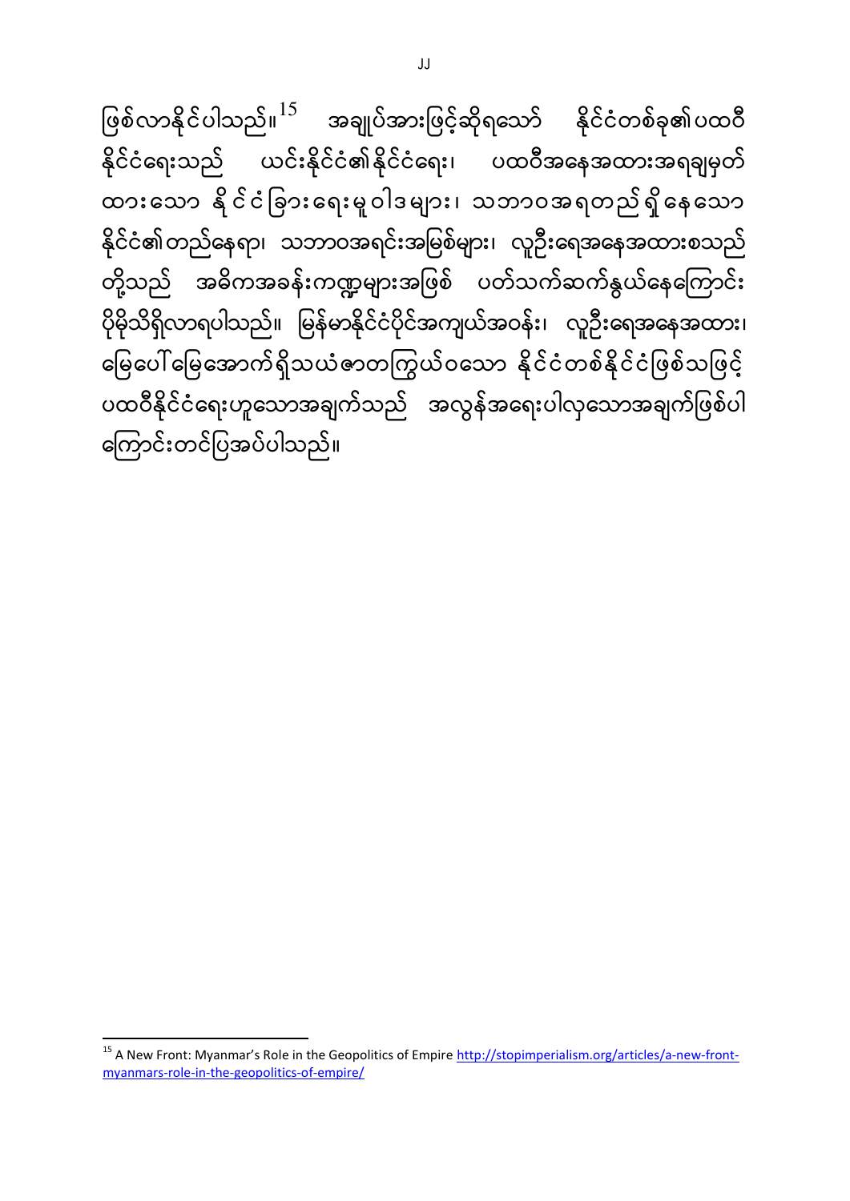ဖြစ်လာနိုင်ပါသည်။[15] အချုပ်အားဖြင့်ဆိုရသော် နိုင်ငံတစ်ခု၏ပထဝီနိုင်ငံရေးသည် ယင်းနိုင်ငံ၏နိုင်ငံရေး၊ ပထဝီအနေအထားအရချမှတ်ထားသော နိုင်ငံခြားရေးမူဝါဒများ၊ သဘာဝအရတည်ရှိနေသော နိုင်ငံ၏တည်နေရာ၊ သဘာဝအရင်းအမြစ်များ၊ လူဦးရေအနေအထားစသည်တို့သည် အဓိကအခန်းကဏ္ဍများအဖြစ် ပတ်သက်ဆက်နွယ်နေကြောင်း ပိုမိုသိရှိလာရပါသည်။ မြန်မာနိုင်ငံပိုင်အကျယ်အဝန်း၊ လူဦးရေအနေအထား၊ မြေပေါ်မြေအောက်ရှိသယံဇာတကြွယ်ဝသော နိုင်ငံတစ်နိုင်ငံဖြစ်သဖြင့် ပထဝီနိုင်ငံရေးဟူသောအချက်သည် အလွန်အရေးပါလှသောအချက်ဖြစ်ပါကြောင်းတင်ပြအပ်ပါသည်။

---

[15] A New Front: Myanmar's Role in the Geopolitics of Empire http://stopimperialism.org/articles/a-new-front-myanmars-role-in-the-geopolitics-of-empire/